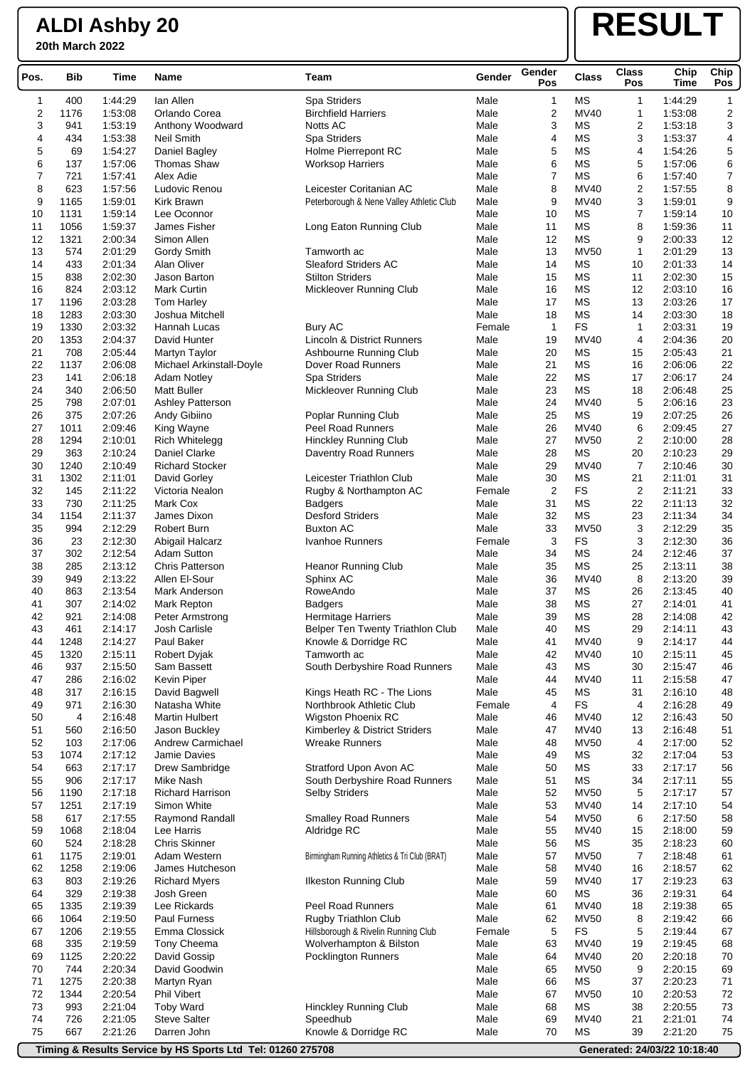# ALDI Ashby 20

**20th March 2022**

# RESULT

| Pos. | Bib | Time | Name | Team | Gender | Gender Pos | Class | Class Pos | Chip Time | Chip Pos |
|---|---|---|---|---|---|---|---|---|---|---|
| 1 | 400 | 1:44:29 | Ian Allen | Spa Striders | Male | 1 | MS | 1 | 1:44:29 | 1 |
| 2 | 1176 | 1:53:08 | Orlando Corea | Birchfield Harriers | Male | 2 | MV40 | 1 | 1:53:08 | 2 |
| 3 | 941 | 1:53:19 | Anthony Woodward | Notts AC | Male | 3 | MS | 2 | 1:53:18 | 3 |
| 4 | 434 | 1:53:38 | Neil Smith | Spa Striders | Male | 4 | MS | 3 | 1:53:37 | 4 |
| 5 | 69 | 1:54:27 | Daniel Bagley | Holme Pierrepont RC | Male | 5 | MS | 4 | 1:54:26 | 5 |
| 6 | 137 | 1:57:06 | Thomas Shaw | Worksop Harriers | Male | 6 | MS | 5 | 1:57:06 | 6 |
| 7 | 721 | 1:57:41 | Alex Adie | | Male | 7 | MS | 6 | 1:57:40 | 7 |
| 8 | 623 | 1:57:56 | Ludovic Renou | Leicester Coritanian AC | Male | 8 | MV40 | 2 | 1:57:55 | 8 |
| 9 | 1165 | 1:59:01 | Kirk Brawn | Peterborough & Nene Valley Athletic Club | Male | 9 | MV40 | 3 | 1:59:01 | 9 |
| 10 | 1131 | 1:59:14 | Lee Oconnor | | Male | 10 | MS | 7 | 1:59:14 | 10 |
| 11 | 1056 | 1:59:37 | James Fisher | Long Eaton Running Club | Male | 11 | MS | 8 | 1:59:36 | 11 |
| 12 | 1321 | 2:00:34 | Simon Allen | | Male | 12 | MS | 9 | 2:00:33 | 12 |
| 13 | 574 | 2:01:29 | Gordy Smith | Tamworth ac | Male | 13 | MV50 | 1 | 2:01:29 | 13 |
| 14 | 433 | 2:01:34 | Alan Oliver | Sleaford Striders AC | Male | 14 | MS | 10 | 2:01:33 | 14 |
| 15 | 838 | 2:02:30 | Jason Barton | Stilton Striders | Male | 15 | MS | 11 | 2:02:30 | 15 |
| 16 | 824 | 2:03:12 | Mark Curtin | Mickleover Running Club | Male | 16 | MS | 12 | 2:03:10 | 16 |
| 17 | 1196 | 2:03:28 | Tom Harley | | Male | 17 | MS | 13 | 2:03:26 | 17 |
| 18 | 1283 | 2:03:30 | Joshua Mitchell | | Male | 18 | MS | 14 | 2:03:30 | 18 |
| 19 | 1330 | 2:03:32 | Hannah Lucas | Bury AC | Female | 1 | FS | 1 | 2:03:31 | 19 |
| 20 | 1353 | 2:04:37 | David Hunter | Lincoln & District Runners | Male | 19 | MV40 | 4 | 2:04:36 | 20 |
| 21 | 708 | 2:05:44 | Martyn Taylor | Ashbourne Running Club | Male | 20 | MS | 15 | 2:05:43 | 21 |
| 22 | 1137 | 2:06:08 | Michael Arkinstall-Doyle | Dover Road Runners | Male | 21 | MS | 16 | 2:06:06 | 22 |
| 23 | 141 | 2:06:18 | Adam Notley | Spa Striders | Male | 22 | MS | 17 | 2:06:17 | 24 |
| 24 | 340 | 2:06:50 | Matt Buller | Mickleover Running Club | Male | 23 | MS | 18 | 2:06:48 | 25 |
| 25 | 798 | 2:07:01 | Ashley Patterson | | Male | 24 | MV40 | 5 | 2:06:16 | 23 |
| 26 | 375 | 2:07:26 | Andy Gibiino | Poplar Running Club | Male | 25 | MS | 19 | 2:07:25 | 26 |
| 27 | 1011 | 2:09:46 | King Wayne | Peel Road Runners | Male | 26 | MV40 | 6 | 2:09:45 | 27 |
| 28 | 1294 | 2:10:01 | Rich Whitelegg | Hinckley Running Club | Male | 27 | MV50 | 2 | 2:10:00 | 28 |
| 29 | 363 | 2:10:24 | Daniel Clarke | Daventry Road Runners | Male | 28 | MS | 20 | 2:10:23 | 29 |
| 30 | 1240 | 2:10:49 | Richard Stocker | | Male | 29 | MV40 | 7 | 2:10:46 | 30 |
| 31 | 1302 | 2:11:01 | David Gorley | Leicester Triathlon Club | Male | 30 | MS | 21 | 2:11:01 | 31 |
| 32 | 145 | 2:11:22 | Victoria Nealon | Rugby & Northampton AC | Female | 2 | FS | 2 | 2:11:21 | 33 |
| 33 | 730 | 2:11:25 | Mark Cox | Badgers | Male | 31 | MS | 22 | 2:11:13 | 32 |
| 34 | 1154 | 2:11:37 | James Dixon | Desford Striders | Male | 32 | MS | 23 | 2:11:34 | 34 |
| 35 | 994 | 2:12:29 | Robert Burn | Buxton AC | Male | 33 | MV50 | 3 | 2:12:29 | 35 |
| 36 | 23 | 2:12:30 | Abigail Halcarz | Ivanhoe Runners | Female | 3 | FS | 3 | 2:12:30 | 36 |
| 37 | 302 | 2:12:54 | Adam Sutton | | Male | 34 | MS | 24 | 2:12:46 | 37 |
| 38 | 285 | 2:13:12 | Chris Patterson | Heanor Running Club | Male | 35 | MS | 25 | 2:13:11 | 38 |
| 39 | 949 | 2:13:22 | Allen El-Sour | Sphinx AC | Male | 36 | MV40 | 8 | 2:13:20 | 39 |
| 40 | 863 | 2:13:54 | Mark Anderson | RoweAndo | Male | 37 | MS | 26 | 2:13:45 | 40 |
| 41 | 307 | 2:14:02 | Mark Repton | Badgers | Male | 38 | MS | 27 | 2:14:01 | 41 |
| 42 | 921 | 2:14:08 | Peter Armstrong | Hermitage Harriers | Male | 39 | MS | 28 | 2:14:08 | 42 |
| 43 | 461 | 2:14:17 | Josh Carlisle | Belper Ten Twenty Triathlon Club | Male | 40 | MS | 29 | 2:14:11 | 43 |
| 44 | 1248 | 2:14:27 | Paul Baker | Knowle & Dorridge RC | Male | 41 | MV40 | 9 | 2:14:17 | 44 |
| 45 | 1320 | 2:15:11 | Robert Dyjak | Tamworth ac | Male | 42 | MV40 | 10 | 2:15:11 | 45 |
| 46 | 937 | 2:15:50 | Sam Bassett | South Derbyshire Road Runners | Male | 43 | MS | 30 | 2:15:47 | 46 |
| 47 | 286 | 2:16:02 | Kevin Piper | | Male | 44 | MV40 | 11 | 2:15:58 | 47 |
| 48 | 317 | 2:16:15 | David Bagwell | Kings Heath RC - The Lions | Male | 45 | MS | 31 | 2:16:10 | 48 |
| 49 | 971 | 2:16:30 | Natasha White | Northbrook Athletic Club | Female | 4 | FS | 4 | 2:16:28 | 49 |
| 50 | 4 | 2:16:48 | Martin Hulbert | Wigston Phoenix RC | Male | 46 | MV40 | 12 | 2:16:43 | 50 |
| 51 | 560 | 2:16:50 | Jason Buckley | Kimberley & District Striders | Male | 47 | MV40 | 13 | 2:16:48 | 51 |
| 52 | 103 | 2:17:06 | Andrew Carmichael | Wreake Runners | Male | 48 | MV50 | 4 | 2:17:00 | 52 |
| 53 | 1074 | 2:17:12 | Jamie Davies | | Male | 49 | MS | 32 | 2:17:04 | 53 |
| 54 | 663 | 2:17:17 | Drew Sambridge | Stratford Upon Avon AC | Male | 50 | MS | 33 | 2:17:17 | 56 |
| 55 | 906 | 2:17:17 | Mike Nash | South Derbyshire Road Runners | Male | 51 | MS | 34 | 2:17:11 | 55 |
| 56 | 1190 | 2:17:18 | Richard Harrison | Selby Striders | Male | 52 | MV50 | 5 | 2:17:17 | 57 |
| 57 | 1251 | 2:17:19 | Simon White | | Male | 53 | MV40 | 14 | 2:17:10 | 54 |
| 58 | 617 | 2:17:55 | Raymond Randall | Smalley Road Runners | Male | 54 | MV50 | 6 | 2:17:50 | 58 |
| 59 | 1068 | 2:18:04 | Lee Harris | Aldridge RC | Male | 55 | MV40 | 15 | 2:18:00 | 59 |
| 60 | 524 | 2:18:28 | Chris Skinner | | Male | 56 | MS | 35 | 2:18:23 | 60 |
| 61 | 1175 | 2:19:01 | Adam Western | Birmingham Running Athletics & Tri Club (BRAT) | Male | 57 | MV50 | 7 | 2:18:48 | 61 |
| 62 | 1258 | 2:19:06 | James Hutcheson | | Male | 58 | MV40 | 16 | 2:18:57 | 62 |
| 63 | 803 | 2:19:26 | Richard Myers | Ilkeston Running Club | Male | 59 | MV40 | 17 | 2:19:23 | 63 |
| 64 | 329 | 2:19:38 | Josh Green | | Male | 60 | MS | 36 | 2:19:31 | 64 |
| 65 | 1335 | 2:19:39 | Lee Rickards | Peel Road Runners | Male | 61 | MV40 | 18 | 2:19:38 | 65 |
| 66 | 1064 | 2:19:50 | Paul Furness | Rugby Triathlon Club | Male | 62 | MV50 | 8 | 2:19:42 | 66 |
| 67 | 1206 | 2:19:55 | Emma Clossick | Hillsborough & Rivelin Running Club | Female | 5 | FS | 5 | 2:19:44 | 67 |
| 68 | 335 | 2:19:59 | Tony Cheema | Wolverhampton & Bilston | Male | 63 | MV40 | 19 | 2:19:45 | 68 |
| 69 | 1125 | 2:20:22 | David Gossip | Pocklington Runners | Male | 64 | MV40 | 20 | 2:20:18 | 70 |
| 70 | 744 | 2:20:34 | David Goodwin | | Male | 65 | MV50 | 9 | 2:20:15 | 69 |
| 71 | 1275 | 2:20:38 | Martyn Ryan | | Male | 66 | MS | 37 | 2:20:23 | 71 |
| 72 | 1344 | 2:20:54 | Phil Vibert | | Male | 67 | MV50 | 10 | 2:20:53 | 72 |
| 73 | 993 | 2:21:04 | Toby Ward | Hinckley Running Club | Male | 68 | MS | 38 | 2:20:55 | 73 |
| 74 | 726 | 2:21:05 | Steve Salter | Speedhub | Male | 69 | MV40 | 21 | 2:21:01 | 74 |
| 75 | 667 | 2:21:26 | Darren John | Knowle & Dorridge RC | Male | 70 | MS | 39 | 2:21:20 | 75 |

**Timing & Results Service by HS Sports Ltd Tel: 01260 275708** **Generated: 24/03/22 10:18:40**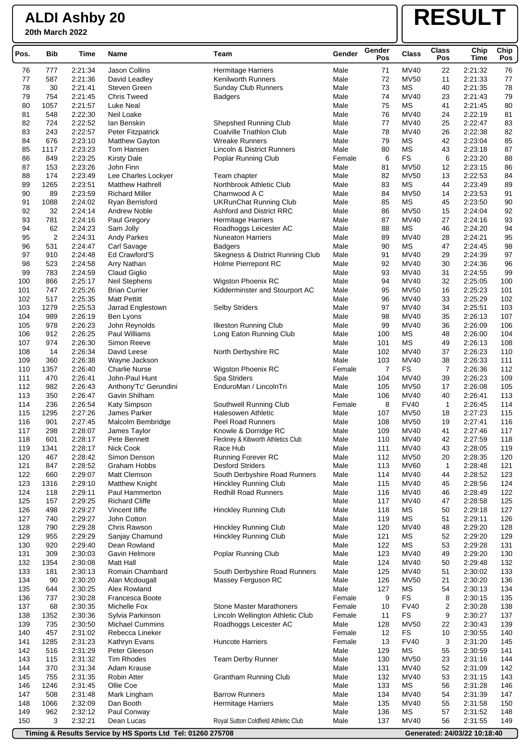# ALDI Ashby 20

**20th March 2022**

# RESULT

| Pos. | Bib | Time | Name | Team | Gender | Gender Pos | Class | Class Pos | Chip Time | Chip Pos |
|---|---|---|---|---|---|---|---|---|---|---|
| 76 | 777 | 2:21:34 | Jason Collins | Hermitage Harriers | Male | 71 | MV40 | 22 | 2:21:32 | 76 |
| 77 | 587 | 2:21:36 | David Leadley | Kenilworth Runners | Male | 72 | MV50 | 11 | 2:21:33 | 77 |
| 78 | 30 | 2:21:41 | Steven Green | Sunday Club Runners | Male | 73 | MS | 40 | 2:21:35 | 78 |
| 79 | 754 | 2:21:45 | Chris Tweed | Badgers | Male | 74 | MV40 | 23 | 2:21:43 | 79 |
| 80 | 1057 | 2:21:57 | Luke Neal | | Male | 75 | MS | 41 | 2:21:45 | 80 |
| 81 | 548 | 2:22:30 | Neil Loake | | Male | 76 | MV40 | 24 | 2:22:19 | 81 |
| 82 | 724 | 2:22:52 | Ian Benskin | Shepshed Running Club | Male | 77 | MV40 | 25 | 2:22:47 | 83 |
| 83 | 243 | 2:22:57 | Peter Fitzpatrick | Coalville Triathlon Club | Male | 78 | MV40 | 26 | 2:22:38 | 82 |
| 84 | 676 | 2:23:10 | Matthew Gayton | Wreake Runners | Male | 79 | MS | 42 | 2:23:04 | 85 |
| 85 | 1117 | 2:23:23 | Tom Hansen | Lincoln & District Runners | Male | 80 | MS | 43 | 2:23:18 | 87 |
| 86 | 849 | 2:23:25 | Kirsty Dale | Poplar Running Club | Female | 6 | FS | 6 | 2:23:20 | 88 |
| 87 | 153 | 2:23:26 | John Finn | | Male | 81 | MV50 | 12 | 2:23:15 | 86 |
| 88 | 174 | 2:23:49 | Lee Charles Lockyer | Team chapter | Male | 82 | MV50 | 13 | 2:22:53 | 84 |
| 89 | 1265 | 2:23:51 | Matthew Hathrell | Northbrook Athletic Club | Male | 83 | MS | 44 | 2:23:49 | 89 |
| 90 | 89 | 2:23:59 | Richard Miller | Charnwood A C | Male | 84 | MV50 | 14 | 2:23:53 | 91 |
| 91 | 1088 | 2:24:02 | Ryan Berrisford | UKRunChat Running Club | Male | 85 | MS | 45 | 2:23:50 | 90 |
| 92 | 32 | 2:24:14 | Andrew Noble | Ashford and District RRC | Male | 86 | MV50 | 15 | 2:24:04 | 92 |
| 93 | 781 | 2:24:16 | Paul Gregory | Hermitage Harriers | Male | 87 | MV40 | 27 | 2:24:16 | 93 |
| 94 | 62 | 2:24:23 | Sam Jolly | Roadhoggs Leicester AC | Male | 88 | MS | 46 | 2:24:20 | 94 |
| 95 | 2 | 2:24:31 | Andy Parkes | Nuneaton Harriers | Male | 89 | MV40 | 28 | 2:24:21 | 95 |
| 96 | 531 | 2:24:47 | Carl Savage | Badgers | Male | 90 | MS | 47 | 2:24:45 | 98 |
| 97 | 910 | 2:24:48 | Ed Crawford'S | Skegness & District Running Club | Male | 91 | MV40 | 29 | 2:24:39 | 97 |
| 98 | 523 | 2:24:58 | Arry Nathan | Holme Pierrepont RC | Male | 92 | MV40 | 30 | 2:24:36 | 96 |
| 99 | 783 | 2:24:59 | Claud Giglio | | Male | 93 | MV40 | 31 | 2:24:55 | 99 |
| 100 | 866 | 2:25:17 | Neil Stephens | Wigston Phoenix RC | Male | 94 | MV40 | 32 | 2:25:05 | 100 |
| 101 | 747 | 2:25:26 | Brian Currier | Kidderminster and Stourport AC | Male | 95 | MV50 | 16 | 2:25:23 | 101 |
| 102 | 517 | 2:25:35 | Matt Pettitt | | Male | 96 | MV40 | 33 | 2:25:29 | 102 |
| 103 | 1279 | 2:25:53 | Jarrad Englestown | Selby Striders | Male | 97 | MV40 | 34 | 2:25:51 | 103 |
| 104 | 989 | 2:26:19 | Ben Lyons | | Male | 98 | MV40 | 35 | 2:26:13 | 107 |
| 105 | 978 | 2:26:23 | John Reynolds | Ilkeston Running Club | Male | 99 | MV40 | 36 | 2:26:09 | 106 |
| 106 | 912 | 2:26:25 | Paul Williams | Long Eaton Running Club | Male | 100 | MS | 48 | 2:26:00 | 104 |
| 107 | 974 | 2:26:30 | Simon Reeve | | Male | 101 | MS | 49 | 2:26:13 | 108 |
| 108 | 14 | 2:26:34 | David Leese | North Derbyshire RC | Male | 102 | MV40 | 37 | 2:26:23 | 110 |
| 109 | 360 | 2:26:38 | Wayne Jackson | | Male | 103 | MV40 | 38 | 2:26:33 | 111 |
| 110 | 1357 | 2:26:40 | Charlie Nurse | Wigston Phoenix RC | Female | 7 | FS | 7 | 2:26:36 | 112 |
| 111 | 470 | 2:26:41 | John-Paul Hunt | Spa Striders | Male | 104 | MV40 | 39 | 2:26:23 | 109 |
| 112 | 982 | 2:26:43 | Anthony'Tc' Gerundini | EnduroMan / LincolnTri | Male | 105 | MV50 | 17 | 2:26:08 | 105 |
| 113 | 350 | 2:26:47 | Gavin Shilham | | Male | 106 | MV40 | 40 | 2:26:41 | 113 |
| 114 | 236 | 2:26:54 | Katy Simpson | Southwell Running Club | Female | 8 | FV40 | 1 | 2:26:45 | 114 |
| 115 | 1295 | 2:27:26 | James Parker | Halesowen Athletic | Male | 107 | MV50 | 18 | 2:27:23 | 115 |
| 116 | 901 | 2:27:45 | Malcolm Bembridge | Peel Road Runners | Male | 108 | MV50 | 19 | 2:27:41 | 116 |
| 117 | 298 | 2:28:07 | James Taylor | Knowle & Dorridge RC | Male | 109 | MV40 | 41 | 2:27:46 | 117 |
| 118 | 601 | 2:28:17 | Pete Bennett | Fleckney & Kibworth Athletics Club | Male | 110 | MV40 | 42 | 2:27:59 | 118 |
| 119 | 1341 | 2:28:17 | Nick Cook | Race Hub | Male | 111 | MV40 | 43 | 2:28:05 | 119 |
| 120 | 467 | 2:28:42 | Simon Denson | Running Forever RC | Male | 112 | MV50 | 20 | 2:28:35 | 120 |
| 121 | 847 | 2:28:52 | Graham Hobbs | Desford Striders | Male | 113 | MV60 | 1 | 2:28:48 | 121 |
| 122 | 660 | 2:29:07 | Matt Clemson | South Derbyshire Road Runners | Male | 114 | MV40 | 44 | 2:28:52 | 123 |
| 123 | 1316 | 2:29:10 | Matthew Knight | Hinckley Running Club | Male | 115 | MV40 | 45 | 2:28:56 | 124 |
| 124 | 118 | 2:29:11 | Paul Hammerton | Redhill Road Runners | Male | 116 | MV40 | 46 | 2:28:49 | 122 |
| 125 | 157 | 2:29:25 | Richard Cliffe | | Male | 117 | MV40 | 47 | 2:28:58 | 125 |
| 126 | 498 | 2:29:27 | Vincent Iliffe | Hinckley Running Club | Male | 118 | MS | 50 | 2:29:18 | 127 |
| 127 | 740 | 2:29:27 | John Cotton | | Male | 119 | MS | 51 | 2:29:11 | 126 |
| 128 | 790 | 2:29:28 | Chris Rawson | Hinckley Running Club | Male | 120 | MV40 | 48 | 2:29:20 | 128 |
| 129 | 955 | 2:29:29 | Sanjay Chamund | Hinckley Running Club | Male | 121 | MS | 52 | 2:29:20 | 129 |
| 130 | 920 | 2:29:40 | Dean Rowland | | Male | 122 | MS | 53 | 2:29:28 | 131 |
| 131 | 309 | 2:30:03 | Gavin Helmore | Poplar Running Club | Male | 123 | MV40 | 49 | 2:29:20 | 130 |
| 132 | 1354 | 2:30:08 | Matt Hall | | Male | 124 | MV40 | 50 | 2:29:48 | 132 |
| 133 | 181 | 2:30:13 | Romain Chambard | South Derbyshire Road Runners | Male | 125 | MV40 | 51 | 2:30:02 | 133 |
| 134 | 90 | 2:30:20 | Alan Mcdougall | Massey Ferguson RC | Male | 126 | MV50 | 21 | 2:30:20 | 136 |
| 135 | 644 | 2:30:25 | Alex Rowland | | Male | 127 | MS | 54 | 2:30:13 | 134 |
| 136 | 737 | 2:30:28 | Francesca Boote | | Female | 9 | FS | 8 | 2:30:15 | 135 |
| 137 | 68 | 2:30:35 | Michelle Fox | Stone Master Marathoners | Female | 10 | FV40 | 2 | 2:30:28 | 138 |
| 138 | 1352 | 2:30:36 | Sylvia Parkinson | Lincoln Wellington Athletic Club | Female | 11 | FS | 9 | 2:30:27 | 137 |
| 139 | 735 | 2:30:50 | Michael Cummins | Roadhoggs Leicester AC | Male | 128 | MV50 | 22 | 2:30:43 | 139 |
| 140 | 457 | 2:31:02 | Rebecca Lineker | | Female | 12 | FS | 10 | 2:30:55 | 140 |
| 141 | 1285 | 2:31:23 | Kathryn Evans | Huncote Harriers | Female | 13 | FV40 | 3 | 2:31:20 | 145 |
| 142 | 516 | 2:31:29 | Peter Gleeson | | Male | 129 | MS | 55 | 2:30:59 | 141 |
| 143 | 115 | 2:31:32 | Tim Rhodes | Team Derby Runner | Male | 130 | MV50 | 23 | 2:31:16 | 144 |
| 144 | 370 | 2:31:34 | Adam Krause | | Male | 131 | MV40 | 52 | 2:31:09 | 142 |
| 145 | 755 | 2:31:35 | Robin Atter | Grantham Running Club | Male | 132 | MV40 | 53 | 2:31:15 | 143 |
| 146 | 1246 | 2:31:45 | Ollie Coe | | Male | 133 | MS | 56 | 2:31:28 | 146 |
| 147 | 508 | 2:31:48 | Mark Lingham | Barrow Runners | Male | 134 | MV40 | 54 | 2:31:39 | 147 |
| 148 | 1066 | 2:32:09 | Dan Booth | Hermitage Harriers | Male | 135 | MV40 | 55 | 2:31:58 | 150 |
| 149 | 962 | 2:32:12 | Paul Conway | | Male | 136 | MS | 57 | 2:31:52 | 148 |
| 150 | 3 | 2:32:21 | Dean Lucas | Royal Sutton Coldfield Athletic Club | Male | 137 | MV40 | 56 | 2:31:55 | 149 |

**Timing & Results Service by HS Sports Ltd Tel: 01260 275708** **Generated: 24/03/22 10:18:40**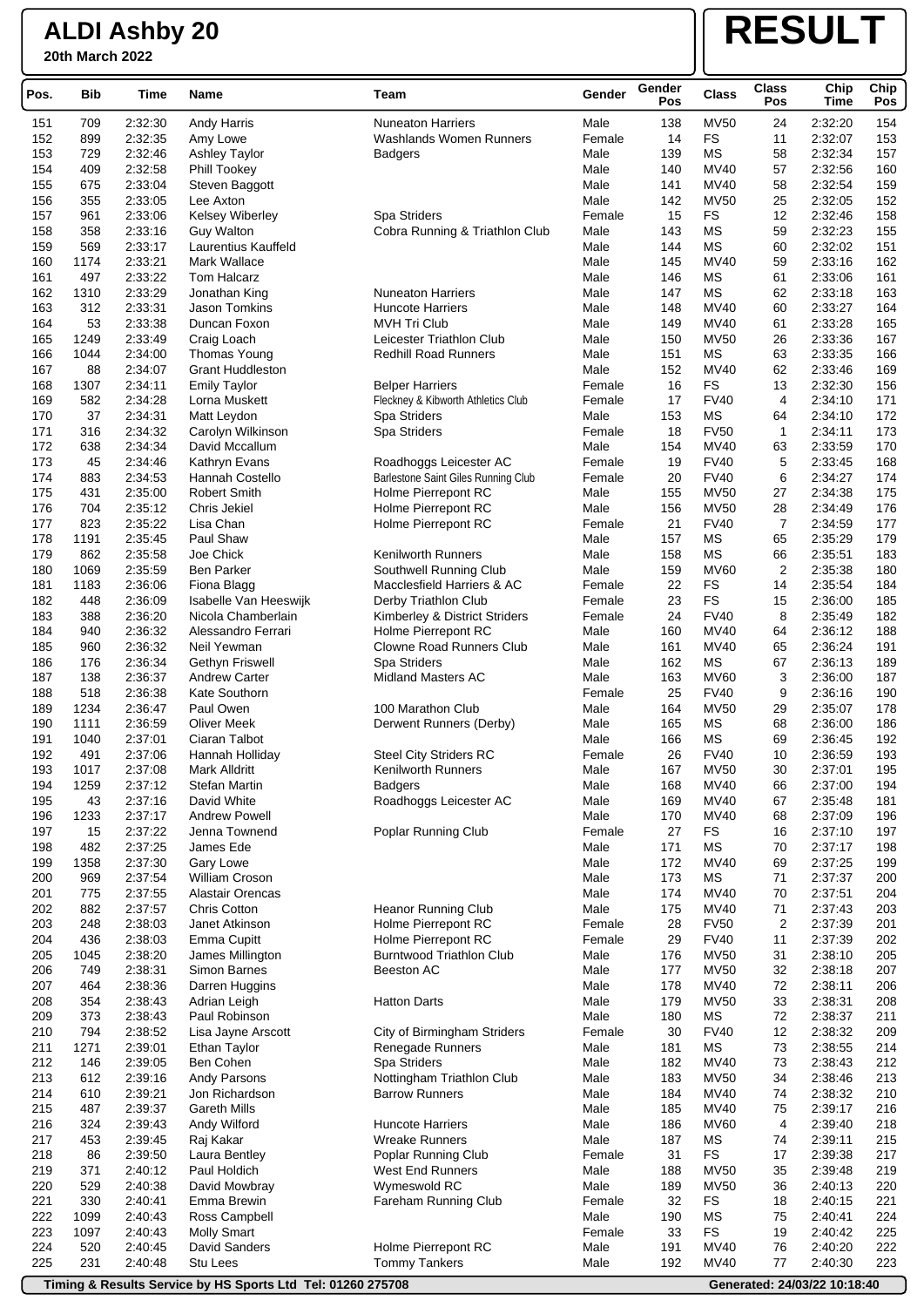# ALDI Ashby 20

**20th March 2022**

# RESULT

| Pos. | Bib | Time | Name | Team | Gender | Gender Pos | Class | Class Pos | Chip Time | Chip Pos |
|---|---|---|---|---|---|---|---|---|---|---|
| 151 | 709 | 2:32:30 | Andy Harris | Nuneaton Harriers | Male | 138 | MV50 | 24 | 2:32:20 | 154 |
| 152 | 899 | 2:32:35 | Amy Lowe | Washlands Women Runners | Female | 14 | FS | 11 | 2:32:07 | 153 |
| 153 | 729 | 2:32:46 | Ashley Taylor | Badgers | Male | 139 | MS | 58 | 2:32:34 | 157 |
| 154 | 409 | 2:32:58 | Phill Tookey | | Male | 140 | MV40 | 57 | 2:32:56 | 160 |
| 155 | 675 | 2:33:04 | Steven Baggott | | Male | 141 | MV40 | 58 | 2:32:54 | 159 |
| 156 | 355 | 2:33:05 | Lee Axton | | Male | 142 | MV50 | 25 | 2:32:05 | 152 |
| 157 | 961 | 2:33:06 | Kelsey Wiberley | Spa Striders | Female | 15 | FS | 12 | 2:32:46 | 158 |
| 158 | 358 | 2:33:16 | Guy Walton | Cobra Running & Triathlon Club | Male | 143 | MS | 59 | 2:32:23 | 155 |
| 159 | 569 | 2:33:17 | Laurentius Kauffeld | | Male | 144 | MS | 60 | 2:32:02 | 151 |
| 160 | 1174 | 2:33:21 | Mark Wallace | | Male | 145 | MV40 | 59 | 2:33:16 | 162 |
| 161 | 497 | 2:33:22 | Tom Halcarz | | Male | 146 | MS | 61 | 2:33:06 | 161 |
| 162 | 1310 | 2:33:29 | Jonathan King | Nuneaton Harriers | Male | 147 | MS | 62 | 2:33:18 | 163 |
| 163 | 312 | 2:33:31 | Jason Tomkins | Huncote Harriers | Male | 148 | MV40 | 60 | 2:33:27 | 164 |
| 164 | 53 | 2:33:38 | Duncan Foxon | MVH Tri Club | Male | 149 | MV40 | 61 | 2:33:28 | 165 |
| 165 | 1249 | 2:33:49 | Craig Loach | Leicester Triathlon Club | Male | 150 | MV50 | 26 | 2:33:36 | 167 |
| 166 | 1044 | 2:34:00 | Thomas Young | Redhill Road Runners | Male | 151 | MS | 63 | 2:33:35 | 166 |
| 167 | 88 | 2:34:07 | Grant Huddleston | | Male | 152 | MV40 | 62 | 2:33:46 | 169 |
| 168 | 1307 | 2:34:11 | Emily Taylor | Belper Harriers | Female | 16 | FS | 13 | 2:32:30 | 156 |
| 169 | 582 | 2:34:28 | Lorna Muskett | Fleckney & Kibworth Athletics Club | Female | 17 | FV40 | 4 | 2:34:10 | 171 |
| 170 | 37 | 2:34:31 | Matt Leydon | Spa Striders | Male | 153 | MS | 64 | 2:34:10 | 172 |
| 171 | 316 | 2:34:32 | Carolyn Wilkinson | Spa Striders | Female | 18 | FV50 | 1 | 2:34:11 | 173 |
| 172 | 638 | 2:34:34 | David Mccallum | | Male | 154 | MV40 | 63 | 2:33:59 | 170 |
| 173 | 45 | 2:34:46 | Kathryn Evans | Roadhoggs Leicester AC | Female | 19 | FV40 | 5 | 2:33:45 | 168 |
| 174 | 883 | 2:34:53 | Hannah Costello | Barlestone Saint Giles Running Club | Female | 20 | FV40 | 6 | 2:34:27 | 174 |
| 175 | 431 | 2:35:00 | Robert Smith | Holme Pierrepont RC | Male | 155 | MV50 | 27 | 2:34:38 | 175 |
| 176 | 704 | 2:35:12 | Chris Jekiel | Holme Pierrepont RC | Male | 156 | MV50 | 28 | 2:34:49 | 176 |
| 177 | 823 | 2:35:22 | Lisa Chan | Holme Pierrepont RC | Female | 21 | FV40 | 7 | 2:34:59 | 177 |
| 178 | 1191 | 2:35:45 | Paul Shaw | | Male | 157 | MS | 65 | 2:35:29 | 179 |
| 179 | 862 | 2:35:58 | Joe Chick | Kenilworth Runners | Male | 158 | MS | 66 | 2:35:51 | 183 |
| 180 | 1069 | 2:35:59 | Ben Parker | Southwell Running Club | Male | 159 | MV60 | 2 | 2:35:38 | 180 |
| 181 | 1183 | 2:36:06 | Fiona Blagg | Macclesfield Harriers & AC | Female | 22 | FS | 14 | 2:35:54 | 184 |
| 182 | 448 | 2:36:09 | Isabelle Van Heeswijk | Derby Triathlon Club | Female | 23 | FS | 15 | 2:36:00 | 185 |
| 183 | 388 | 2:36:20 | Nicola Chamberlain | Kimberley & District Striders | Female | 24 | FV40 | 8 | 2:35:49 | 182 |
| 184 | 940 | 2:36:32 | Alessandro Ferrari | Holme Pierrepont RC | Male | 160 | MV40 | 64 | 2:36:12 | 188 |
| 185 | 960 | 2:36:32 | Neil Yewman | Clowne Road Runners Club | Male | 161 | MV40 | 65 | 2:36:24 | 191 |
| 186 | 176 | 2:36:34 | Gethyn Friswell | Spa Striders | Male | 162 | MS | 67 | 2:36:13 | 189 |
| 187 | 138 | 2:36:37 | Andrew Carter | Midland Masters AC | Male | 163 | MV60 | 3 | 2:36:00 | 187 |
| 188 | 518 | 2:36:38 | Kate Southorn | | Female | 25 | FV40 | 9 | 2:36:16 | 190 |
| 189 | 1234 | 2:36:47 | Paul Owen | 100 Marathon Club | Male | 164 | MV50 | 29 | 2:35:07 | 178 |
| 190 | 1111 | 2:36:59 | Oliver Meek | Derwent Runners (Derby) | Male | 165 | MS | 68 | 2:36:00 | 186 |
| 191 | 1040 | 2:37:01 | Ciaran Talbot | | Male | 166 | MS | 69 | 2:36:45 | 192 |
| 192 | 491 | 2:37:06 | Hannah Holliday | Steel City Striders RC | Female | 26 | FV40 | 10 | 2:36:59 | 193 |
| 193 | 1017 | 2:37:08 | Mark Alldritt | Kenilworth Runners | Male | 167 | MV50 | 30 | 2:37:01 | 195 |
| 194 | 1259 | 2:37:12 | Stefan Martin | Badgers | Male | 168 | MV40 | 66 | 2:37:00 | 194 |
| 195 | 43 | 2:37:16 | David White | Roadhoggs Leicester AC | Male | 169 | MV40 | 67 | 2:35:48 | 181 |
| 196 | 1233 | 2:37:17 | Andrew Powell | | Male | 170 | MV40 | 68 | 2:37:09 | 196 |
| 197 | 15 | 2:37:22 | Jenna Townend | Poplar Running Club | Female | 27 | FS | 16 | 2:37:10 | 197 |
| 198 | 482 | 2:37:25 | James Ede | | Male | 171 | MS | 70 | 2:37:17 | 198 |
| 199 | 1358 | 2:37:30 | Gary Lowe | | Male | 172 | MV40 | 69 | 2:37:25 | 199 |
| 200 | 969 | 2:37:54 | William Croson | | Male | 173 | MS | 71 | 2:37:37 | 200 |
| 201 | 775 | 2:37:55 | Alastair Orencas | | Male | 174 | MV40 | 70 | 2:37:51 | 204 |
| 202 | 882 | 2:37:57 | Chris Cotton | Heanor Running Club | Male | 175 | MV40 | 71 | 2:37:43 | 203 |
| 203 | 248 | 2:38:03 | Janet Atkinson | Holme Pierrepont RC | Female | 28 | FV50 | 2 | 2:37:39 | 201 |
| 204 | 436 | 2:38:03 | Emma Cupitt | Holme Pierrepont RC | Female | 29 | FV40 | 11 | 2:37:39 | 202 |
| 205 | 1045 | 2:38:20 | James Millington | Burntwood Triathlon Club | Male | 176 | MV50 | 31 | 2:38:10 | 205 |
| 206 | 749 | 2:38:31 | Simon Barnes | Beeston AC | Male | 177 | MV50 | 32 | 2:38:18 | 207 |
| 207 | 464 | 2:38:36 | Darren Huggins | | Male | 178 | MV40 | 72 | 2:38:11 | 206 |
| 208 | 354 | 2:38:43 | Adrian Leigh | Hatton Darts | Male | 179 | MV50 | 33 | 2:38:31 | 208 |
| 209 | 373 | 2:38:43 | Paul Robinson | | Male | 180 | MS | 72 | 2:38:37 | 211 |
| 210 | 794 | 2:38:52 | Lisa Jayne Arscott | City of Birmingham Striders | Female | 30 | FV40 | 12 | 2:38:32 | 209 |
| 211 | 1271 | 2:39:01 | Ethan Taylor | Renegade Runners | Male | 181 | MS | 73 | 2:38:55 | 214 |
| 212 | 146 | 2:39:05 | Ben Cohen | Spa Striders | Male | 182 | MV40 | 73 | 2:38:43 | 212 |
| 213 | 612 | 2:39:16 | Andy Parsons | Nottingham Triathlon Club | Male | 183 | MV50 | 34 | 2:38:46 | 213 |
| 214 | 610 | 2:39:21 | Jon Richardson | Barrow Runners | Male | 184 | MV40 | 74 | 2:38:32 | 210 |
| 215 | 487 | 2:39:37 | Gareth Mills | | Male | 185 | MV40 | 75 | 2:39:17 | 216 |
| 216 | 324 | 2:39:43 | Andy Wilford | Huncote Harriers | Male | 186 | MV60 | 4 | 2:39:40 | 218 |
| 217 | 453 | 2:39:45 | Raj Kakar | Wreake Runners | Male | 187 | MS | 74 | 2:39:11 | 215 |
| 218 | 86 | 2:39:50 | Laura Bentley | Poplar Running Club | Female | 31 | FS | 17 | 2:39:38 | 217 |
| 219 | 371 | 2:40:12 | Paul Holdich | West End Runners | Male | 188 | MV50 | 35 | 2:39:48 | 219 |
| 220 | 529 | 2:40:38 | David Mowbray | Wymeswold RC | Male | 189 | MV50 | 36 | 2:40:13 | 220 |
| 221 | 330 | 2:40:41 | Emma Brewin | Fareham Running Club | Female | 32 | FS | 18 | 2:40:15 | 221 |
| 222 | 1099 | 2:40:43 | Ross Campbell | | Male | 190 | MS | 75 | 2:40:41 | 224 |
| 223 | 1097 | 2:40:43 | Molly Smart | | Female | 33 | FS | 19 | 2:40:42 | 225 |
| 224 | 520 | 2:40:45 | David Sanders | Holme Pierrepont RC | Male | 191 | MV40 | 76 | 2:40:20 | 222 |
| 225 | 231 | 2:40:48 | Stu Lees | Tommy Tankers | Male | 192 | MV40 | 77 | 2:40:30 | 223 |

**Timing & Results Service by HS Sports Ltd Tel: 01260 275708** — **Generated: 24/03/22 10:18:40**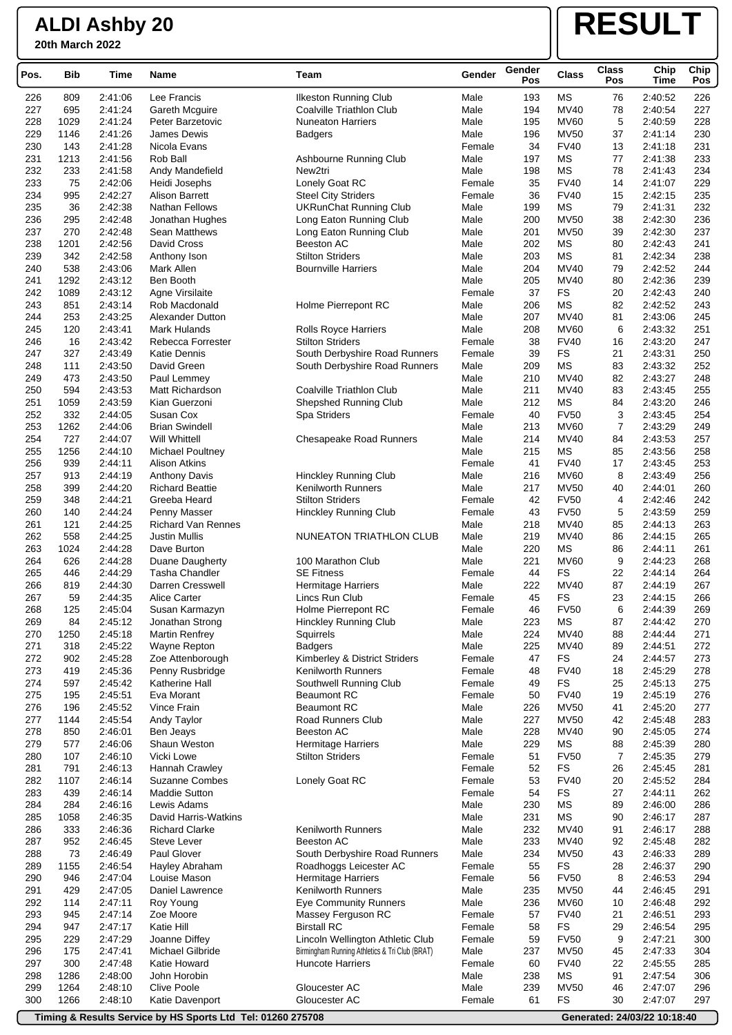# ALDI Ashby 20

**20th March 2022**

# RESULT

| Pos. | Bib | Time | Name | Team | Gender | Gender Pos | Class | Class Pos | Chip Time | Chip Pos |
|---|---|---|---|---|---|---|---|---|---|---|
| 226 | 809 | 2:41:06 | Lee Francis | Ilkeston Running Club | Male | 193 | MS | 76 | 2:40:52 | 226 |
| 227 | 695 | 2:41:24 | Gareth Mcguire | Coalville Triathlon Club | Male | 194 | MV40 | 78 | 2:40:54 | 227 |
| 228 | 1029 | 2:41:24 | Peter Barzetovic | Nuneaton Harriers | Male | 195 | MV60 | 5 | 2:40:59 | 228 |
| 229 | 1146 | 2:41:26 | James Dewis | Badgers | Male | 196 | MV50 | 37 | 2:41:14 | 230 |
| 230 | 143 | 2:41:28 | Nicola Evans | | Female | 34 | FV40 | 13 | 2:41:18 | 231 |
| 231 | 1213 | 2:41:56 | Rob Ball | Ashbourne Running Club | Male | 197 | MS | 77 | 2:41:38 | 233 |
| 232 | 233 | 2:41:58 | Andy Mandefield | New2tri | Male | 198 | MS | 78 | 2:41:43 | 234 |
| 233 | 75 | 2:42:06 | Heidi Josephs | Lonely Goat RC | Female | 35 | FV40 | 14 | 2:41:07 | 229 |
| 234 | 995 | 2:42:27 | Alison Barrett | Steel City Striders | Female | 36 | FV40 | 15 | 2:42:15 | 235 |
| 235 | 36 | 2:42:38 | Nathan Fellows | UKRunChat Running Club | Male | 199 | MS | 79 | 2:41:31 | 232 |
| 236 | 295 | 2:42:48 | Jonathan Hughes | Long Eaton Running Club | Male | 200 | MV50 | 38 | 2:42:30 | 236 |
| 237 | 270 | 2:42:48 | Sean Matthews | Long Eaton Running Club | Male | 201 | MV50 | 39 | 2:42:30 | 237 |
| 238 | 1201 | 2:42:56 | David Cross | Beeston AC | Male | 202 | MS | 80 | 2:42:43 | 241 |
| 239 | 342 | 2:42:58 | Anthony Ison | Stilton Striders | Male | 203 | MS | 81 | 2:42:34 | 238 |
| 240 | 538 | 2:43:06 | Mark Allen | Bournville Harriers | Male | 204 | MV40 | 79 | 2:42:52 | 244 |
| 241 | 1292 | 2:43:12 | Ben Booth | | Male | 205 | MV40 | 80 | 2:42:36 | 239 |
| 242 | 1089 | 2:43:12 | Agne Virsilaite | | Female | 37 | FS | 20 | 2:42:43 | 240 |
| 243 | 851 | 2:43:14 | Rob Macdonald | Holme Pierrepont RC | Male | 206 | MS | 82 | 2:42:52 | 243 |
| 244 | 253 | 2:43:25 | Alexander Dutton | | Male | 207 | MV40 | 81 | 2:43:06 | 245 |
| 245 | 120 | 2:43:41 | Mark Hulands | Rolls Royce Harriers | Male | 208 | MV60 | 6 | 2:43:32 | 251 |
| 246 | 16 | 2:43:42 | Rebecca Forrester | Stilton Striders | Female | 38 | FV40 | 16 | 2:43:20 | 247 |
| 247 | 327 | 2:43:49 | Katie Dennis | South Derbyshire Road Runners | Female | 39 | FS | 21 | 2:43:31 | 250 |
| 248 | 111 | 2:43:50 | David Green | South Derbyshire Road Runners | Male | 209 | MS | 83 | 2:43:32 | 252 |
| 249 | 473 | 2:43:50 | Paul Lemmey | | Male | 210 | MV40 | 82 | 2:43:27 | 248 |
| 250 | 594 | 2:43:53 | Matt Richardson | Coalville Triathlon Club | Male | 211 | MV40 | 83 | 2:43:45 | 255 |
| 251 | 1059 | 2:43:59 | Kian Guerzoni | Shepshed Running Club | Male | 212 | MS | 84 | 2:43:20 | 246 |
| 252 | 332 | 2:44:05 | Susan Cox | Spa Striders | Female | 40 | FV50 | 3 | 2:43:45 | 254 |
| 253 | 1262 | 2:44:06 | Brian Swindell | | Male | 213 | MV60 | 7 | 2:43:29 | 249 |
| 254 | 727 | 2:44:07 | Will Whittell | Chesapeake Road Runners | Male | 214 | MV40 | 84 | 2:43:53 | 257 |
| 255 | 1256 | 2:44:10 | Michael Poultney | | Male | 215 | MS | 85 | 2:43:56 | 258 |
| 256 | 939 | 2:44:11 | Alison Atkins | | Female | 41 | FV40 | 17 | 2:43:45 | 253 |
| 257 | 913 | 2:44:19 | Anthony Davis | Hinckley Running Club | Male | 216 | MV60 | 8 | 2:43:49 | 256 |
| 258 | 399 | 2:44:20 | Richard Beattie | Kenilworth Runners | Male | 217 | MV50 | 40 | 2:44:01 | 260 |
| 259 | 348 | 2:44:21 | Greeba Heard | Stilton Striders | Female | 42 | FV50 | 4 | 2:42:46 | 242 |
| 260 | 140 | 2:44:24 | Penny Masser | Hinckley Running Club | Female | 43 | FV50 | 5 | 2:43:59 | 259 |
| 261 | 121 | 2:44:25 | Richard Van Rennes | | Male | 218 | MV40 | 85 | 2:44:13 | 263 |
| 262 | 558 | 2:44:25 | Justin Mullis | NUNEATON TRIATHLON CLUB | Male | 219 | MV40 | 86 | 2:44:15 | 265 |
| 263 | 1024 | 2:44:28 | Dave Burton | | Male | 220 | MS | 86 | 2:44:11 | 261 |
| 264 | 626 | 2:44:28 | Duane Daugherty | 100 Marathon Club | Male | 221 | MV60 | 9 | 2:44:23 | 268 |
| 265 | 446 | 2:44:29 | Tasha Chandler | SE Fitness | Female | 44 | FS | 22 | 2:44:14 | 264 |
| 266 | 819 | 2:44:30 | Darren Cresswell | Hermitage Harriers | Male | 222 | MV40 | 87 | 2:44:19 | 267 |
| 267 | 59 | 2:44:35 | Alice Carter | Lincs Run Club | Female | 45 | FS | 23 | 2:44:15 | 266 |
| 268 | 125 | 2:45:04 | Susan Karmazyn | Holme Pierrepont RC | Female | 46 | FV50 | 6 | 2:44:39 | 269 |
| 269 | 84 | 2:45:12 | Jonathan Strong | Hinckley Running Club | Male | 223 | MS | 87 | 2:44:42 | 270 |
| 270 | 1250 | 2:45:18 | Martin Renfrey | Squirrels | Male | 224 | MV40 | 88 | 2:44:44 | 271 |
| 271 | 318 | 2:45:22 | Wayne Repton | Badgers | Male | 225 | MV40 | 89 | 2:44:51 | 272 |
| 272 | 902 | 2:45:28 | Zoe Attenborough | Kimberley & District Striders | Female | 47 | FS | 24 | 2:44:57 | 273 |
| 273 | 419 | 2:45:36 | Penny Rusbridge | Kenilworth Runners | Female | 48 | FV40 | 18 | 2:45:29 | 278 |
| 274 | 597 | 2:45:42 | Katherine Hall | Southwell Running Club | Female | 49 | FS | 25 | 2:45:13 | 275 |
| 275 | 195 | 2:45:51 | Eva Morant | Beaumont RC | Female | 50 | FV40 | 19 | 2:45:19 | 276 |
| 276 | 196 | 2:45:52 | Vince Frain | Beaumont RC | Male | 226 | MV50 | 41 | 2:45:20 | 277 |
| 277 | 1144 | 2:45:54 | Andy Taylor | Road Runners Club | Male | 227 | MV50 | 42 | 2:45:48 | 283 |
| 278 | 850 | 2:46:01 | Ben Jeays | Beeston AC | Male | 228 | MV40 | 90 | 2:45:05 | 274 |
| 279 | 577 | 2:46:06 | Shaun Weston | Hermitage Harriers | Male | 229 | MS | 88 | 2:45:39 | 280 |
| 280 | 107 | 2:46:10 | Vicki Lowe | Stilton Striders | Female | 51 | FV50 | 7 | 2:45:35 | 279 |
| 281 | 791 | 2:46:13 | Hannah Crawley | | Female | 52 | FS | 26 | 2:45:45 | 281 |
| 282 | 1107 | 2:46:14 | Suzanne Combes | Lonely Goat RC | Female | 53 | FV40 | 20 | 2:45:52 | 284 |
| 283 | 439 | 2:46:14 | Maddie Sutton | | Female | 54 | FS | 27 | 2:44:11 | 262 |
| 284 | 284 | 2:46:16 | Lewis Adams | | Male | 230 | MS | 89 | 2:46:00 | 286 |
| 285 | 1058 | 2:46:35 | David Harris-Watkins | | Male | 231 | MS | 90 | 2:46:17 | 287 |
| 286 | 333 | 2:46:36 | Richard Clarke | Kenilworth Runners | Male | 232 | MV40 | 91 | 2:46:17 | 288 |
| 287 | 952 | 2:46:45 | Steve Lever | Beeston AC | Male | 233 | MV40 | 92 | 2:45:48 | 282 |
| 288 | 73 | 2:46:49 | Paul Glover | South Derbyshire Road Runners | Male | 234 | MV50 | 43 | 2:46:33 | 289 |
| 289 | 1155 | 2:46:54 | Hayley Abraham | Roadhoggs Leicester AC | Female | 55 | FS | 28 | 2:46:37 | 290 |
| 290 | 946 | 2:47:04 | Louise Mason | Hermitage Harriers | Female | 56 | FV50 | 8 | 2:46:53 | 294 |
| 291 | 429 | 2:47:05 | Daniel Lawrence | Kenilworth Runners | Male | 235 | MV50 | 44 | 2:46:45 | 291 |
| 292 | 114 | 2:47:11 | Roy Young | Eye Community Runners | Male | 236 | MV60 | 10 | 2:46:48 | 292 |
| 293 | 945 | 2:47:14 | Zoe Moore | Massey Ferguson RC | Female | 57 | FV40 | 21 | 2:46:51 | 293 |
| 294 | 947 | 2:47:17 | Katie Hill | Birstall RC | Female | 58 | FS | 29 | 2:46:54 | 295 |
| 295 | 229 | 2:47:29 | Joanne Diffey | Lincoln Wellington Athletic Club | Female | 59 | FV50 | 9 | 2:47:21 | 300 |
| 296 | 175 | 2:47:41 | Michael Gilbride | Birmingham Running Athletics & Tri Club (BRAT) | Male | 237 | MV50 | 45 | 2:47:33 | 304 |
| 297 | 300 | 2:47:48 | Katie Howard | Huncote Harriers | Female | 60 | FV40 | 22 | 2:45:55 | 285 |
| 298 | 1286 | 2:48:00 | John Horobin | | Male | 238 | MS | 91 | 2:47:54 | 306 |
| 299 | 1264 | 2:48:10 | Clive Poole | Gloucester AC | Male | 239 | MV50 | 46 | 2:47:07 | 296 |
| 300 | 1266 | 2:48:10 | Katie Davenport | Gloucester AC | Female | 61 | FS | 30 | 2:47:07 | 297 |

**Timing & Results Service by HS Sports Ltd Tel: 01260 275708** **Generated: 24/03/22 10:18:40**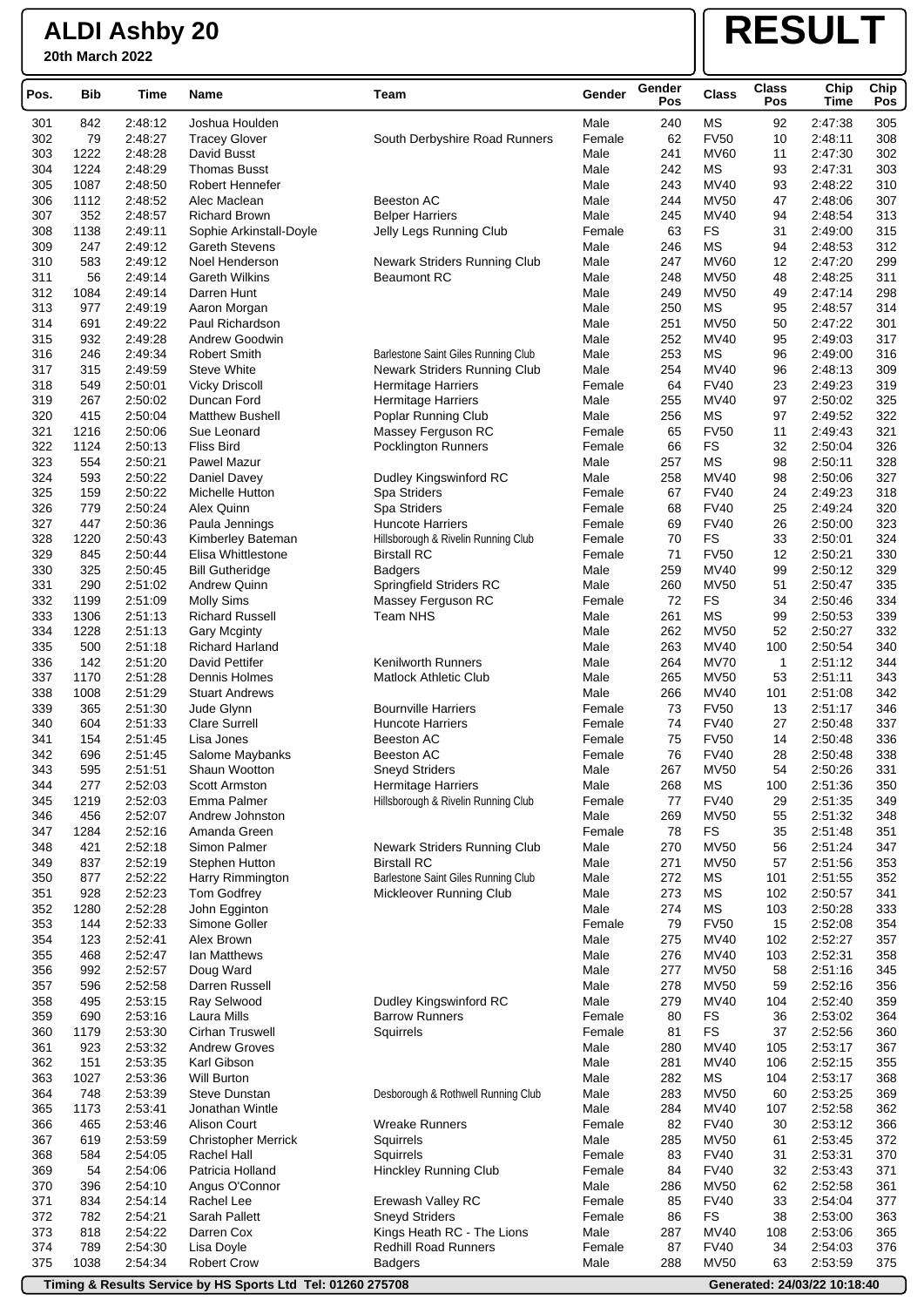# ALDI Ashby 20

**20th March 2022**

# RESULT

| Pos. | Bib | Time | Name | Team | Gender | Gender Pos | Class | Class Pos | Chip Time | Chip Pos |
|---|---|---|---|---|---|---|---|---|---|---|
| 301 | 842 | 2:48:12 | Joshua Houlden | | Male | 240 | MS | 92 | 2:47:38 | 305 |
| 302 | 79 | 2:48:27 | Tracey Glover | South Derbyshire Road Runners | Female | 62 | FV50 | 10 | 2:48:11 | 308 |
| 303 | 1222 | 2:48:28 | David Busst | | Male | 241 | MV60 | 11 | 2:47:30 | 302 |
| 304 | 1224 | 2:48:29 | Thomas Busst | | Male | 242 | MS | 93 | 2:47:31 | 303 |
| 305 | 1087 | 2:48:50 | Robert Hennefer | | Male | 243 | MV40 | 93 | 2:48:22 | 310 |
| 306 | 1112 | 2:48:52 | Alec Maclean | Beeston AC | Male | 244 | MV50 | 47 | 2:48:06 | 307 |
| 307 | 352 | 2:48:57 | Richard Brown | Belper Harriers | Male | 245 | MV40 | 94 | 2:48:54 | 313 |
| 308 | 1138 | 2:49:11 | Sophie Arkinstall-Doyle | Jelly Legs Running Club | Female | 63 | FS | 31 | 2:49:00 | 315 |
| 309 | 247 | 2:49:12 | Gareth Stevens | | Male | 246 | MS | 94 | 2:48:53 | 312 |
| 310 | 583 | 2:49:12 | Noel Henderson | Newark Striders Running Club | Male | 247 | MV60 | 12 | 2:47:20 | 299 |
| 311 | 56 | 2:49:14 | Gareth Wilkins | Beaumont RC | Male | 248 | MV50 | 48 | 2:48:25 | 311 |
| 312 | 1084 | 2:49:14 | Darren Hunt | | Male | 249 | MV50 | 49 | 2:47:14 | 298 |
| 313 | 977 | 2:49:19 | Aaron Morgan | | Male | 250 | MS | 95 | 2:48:57 | 314 |
| 314 | 691 | 2:49:22 | Paul Richardson | | Male | 251 | MV50 | 50 | 2:47:22 | 301 |
| 315 | 932 | 2:49:28 | Andrew Goodwin | | Male | 252 | MV40 | 95 | 2:49:03 | 317 |
| 316 | 246 | 2:49:34 | Robert Smith | Barlestone Saint Giles Running Club | Male | 253 | MS | 96 | 2:49:00 | 316 |
| 317 | 315 | 2:49:59 | Steve White | Newark Striders Running Club | Male | 254 | MV40 | 96 | 2:48:13 | 309 |
| 318 | 549 | 2:50:01 | Vicky Driscoll | Hermitage Harriers | Female | 64 | FV40 | 23 | 2:49:23 | 319 |
| 319 | 267 | 2:50:02 | Duncan Ford | Hermitage Harriers | Male | 255 | MV40 | 97 | 2:50:02 | 325 |
| 320 | 415 | 2:50:04 | Matthew Bushell | Poplar Running Club | Male | 256 | MS | 97 | 2:49:52 | 322 |
| 321 | 1216 | 2:50:06 | Sue Leonard | Massey Ferguson RC | Female | 65 | FV50 | 11 | 2:49:43 | 321 |
| 322 | 1124 | 2:50:13 | Fliss Bird | Pocklington Runners | Female | 66 | FS | 32 | 2:50:04 | 326 |
| 323 | 554 | 2:50:21 | Pawel Mazur | | Male | 257 | MS | 98 | 2:50:11 | 328 |
| 324 | 593 | 2:50:22 | Daniel Davey | Dudley Kingswinford RC | Male | 258 | MV40 | 98 | 2:50:06 | 327 |
| 325 | 159 | 2:50:22 | Michelle Hutton | Spa Striders | Female | 67 | FV40 | 24 | 2:49:23 | 318 |
| 326 | 779 | 2:50:24 | Alex Quinn | Spa Striders | Female | 68 | FV40 | 25 | 2:49:24 | 320 |
| 327 | 447 | 2:50:36 | Paula Jennings | Huncote Harriers | Female | 69 | FV40 | 26 | 2:50:00 | 323 |
| 328 | 1220 | 2:50:43 | Kimberley Bateman | Hillsborough & Rivelin Running Club | Female | 70 | FS | 33 | 2:50:01 | 324 |
| 329 | 845 | 2:50:44 | Elisa Whittlestone | Birstall RC | Female | 71 | FV50 | 12 | 2:50:21 | 330 |
| 330 | 325 | 2:50:45 | Bill Gutheridge | Badgers | Male | 259 | MV40 | 99 | 2:50:12 | 329 |
| 331 | 290 | 2:51:02 | Andrew Quinn | Springfield Striders RC | Male | 260 | MV50 | 51 | 2:50:47 | 335 |
| 332 | 1199 | 2:51:09 | Molly Sims | Massey Ferguson RC | Female | 72 | FS | 34 | 2:50:46 | 334 |
| 333 | 1306 | 2:51:13 | Richard Russell | Team NHS | Male | 261 | MS | 99 | 2:50:53 | 339 |
| 334 | 1228 | 2:51:13 | Gary Mcginty | | Male | 262 | MV50 | 52 | 2:50:27 | 332 |
| 335 | 500 | 2:51:18 | Richard Harland | | Male | 263 | MV40 | 100 | 2:50:54 | 340 |
| 336 | 142 | 2:51:20 | David Pettifer | Kenilworth Runners | Male | 264 | MV70 | 1 | 2:51:12 | 344 |
| 337 | 1170 | 2:51:28 | Dennis Holmes | Matlock Athletic Club | Male | 265 | MV50 | 53 | 2:51:11 | 343 |
| 338 | 1008 | 2:51:29 | Stuart Andrews | | Male | 266 | MV40 | 101 | 2:51:08 | 342 |
| 339 | 365 | 2:51:30 | Jude Glynn | Bournville Harriers | Female | 73 | FV50 | 13 | 2:51:17 | 346 |
| 340 | 604 | 2:51:33 | Clare Surrell | Huncote Harriers | Female | 74 | FV40 | 27 | 2:50:48 | 337 |
| 341 | 154 | 2:51:45 | Lisa Jones | Beeston AC | Female | 75 | FV50 | 14 | 2:50:48 | 336 |
| 342 | 696 | 2:51:45 | Salome Maybanks | Beeston AC | Female | 76 | FV40 | 28 | 2:50:48 | 338 |
| 343 | 595 | 2:51:51 | Shaun Wootton | Sneyd Striders | Male | 267 | MV50 | 54 | 2:50:26 | 331 |
| 344 | 277 | 2:52:03 | Scott Armston | Hermitage Harriers | Male | 268 | MS | 100 | 2:51:36 | 350 |
| 345 | 1219 | 2:52:03 | Emma Palmer | Hillsborough & Rivelin Running Club | Female | 77 | FV40 | 29 | 2:51:35 | 349 |
| 346 | 456 | 2:52:07 | Andrew Johnston | | Male | 269 | MV50 | 55 | 2:51:32 | 348 |
| 347 | 1284 | 2:52:16 | Amanda Green | | Female | 78 | FS | 35 | 2:51:48 | 351 |
| 348 | 421 | 2:52:18 | Simon Palmer | Newark Striders Running Club | Male | 270 | MV50 | 56 | 2:51:24 | 347 |
| 349 | 837 | 2:52:19 | Stephen Hutton | Birstall RC | Male | 271 | MV50 | 57 | 2:51:56 | 353 |
| 350 | 877 | 2:52:22 | Harry Rimmington | Barlestone Saint Giles Running Club | Male | 272 | MS | 101 | 2:51:55 | 352 |
| 351 | 928 | 2:52:23 | Tom Godfrey | Mickleover Running Club | Male | 273 | MS | 102 | 2:50:57 | 341 |
| 352 | 1280 | 2:52:28 | John Egginton | | Male | 274 | MS | 103 | 2:50:28 | 333 |
| 353 | 144 | 2:52:33 | Simone Goller | | Female | 79 | FV50 | 15 | 2:52:08 | 354 |
| 354 | 123 | 2:52:41 | Alex Brown | | Male | 275 | MV40 | 102 | 2:52:27 | 357 |
| 355 | 468 | 2:52:47 | Ian Matthews | | Male | 276 | MV40 | 103 | 2:52:31 | 358 |
| 356 | 992 | 2:52:57 | Doug Ward | | Male | 277 | MV50 | 58 | 2:51:16 | 345 |
| 357 | 596 | 2:52:58 | Darren Russell | | Male | 278 | MV50 | 59 | 2:52:16 | 356 |
| 358 | 495 | 2:53:15 | Ray Selwood | Dudley Kingswinford RC | Male | 279 | MV40 | 104 | 2:52:40 | 359 |
| 359 | 690 | 2:53:16 | Laura Mills | Barrow Runners | Female | 80 | FS | 36 | 2:53:02 | 364 |
| 360 | 1179 | 2:53:30 | Cirhan Truswell | Squirrels | Female | 81 | FS | 37 | 2:52:56 | 360 |
| 361 | 923 | 2:53:32 | Andrew Groves | | Male | 280 | MV40 | 105 | 2:53:17 | 367 |
| 362 | 151 | 2:53:35 | Karl Gibson | | Male | 281 | MV40 | 106 | 2:52:15 | 355 |
| 363 | 1027 | 2:53:36 | Will Burton | | Male | 282 | MS | 104 | 2:53:17 | 368 |
| 364 | 748 | 2:53:39 | Steve Dunstan | Desborough & Rothwell Running Club | Male | 283 | MV50 | 60 | 2:53:25 | 369 |
| 365 | 1173 | 2:53:41 | Jonathan Wintle | | Male | 284 | MV40 | 107 | 2:52:58 | 362 |
| 366 | 465 | 2:53:46 | Alison Court | Wreake Runners | Female | 82 | FV40 | 30 | 2:53:12 | 366 |
| 367 | 619 | 2:53:59 | Christopher Merrick | Squirrels | Male | 285 | MV50 | 61 | 2:53:45 | 372 |
| 368 | 584 | 2:54:05 | Rachel Hall | Squirrels | Female | 83 | FV40 | 31 | 2:53:31 | 370 |
| 369 | 54 | 2:54:06 | Patricia Holland | Hinckley Running Club | Female | 84 | FV40 | 32 | 2:53:43 | 371 |
| 370 | 396 | 2:54:10 | Angus O'Connor | | Male | 286 | MV50 | 62 | 2:52:58 | 361 |
| 371 | 834 | 2:54:14 | Rachel Lee | Erewash Valley RC | Female | 85 | FV40 | 33 | 2:54:04 | 377 |
| 372 | 782 | 2:54:21 | Sarah Pallett | Sneyd Striders | Female | 86 | FS | 38 | 2:53:00 | 363 |
| 373 | 818 | 2:54:22 | Darren Cox | Kings Heath RC - The Lions | Male | 287 | MV40 | 108 | 2:53:06 | 365 |
| 374 | 789 | 2:54:30 | Lisa Doyle | Redhill Road Runners | Female | 87 | FV40 | 34 | 2:54:03 | 376 |
| 375 | 1038 | 2:54:34 | Robert Crow | Badgers | Male | 288 | MV50 | 63 | 2:53:59 | 375 |

**Timing & Results Service by HS Sports Ltd Tel: 01260 275708** | **Generated: 24/03/22 10:18:40**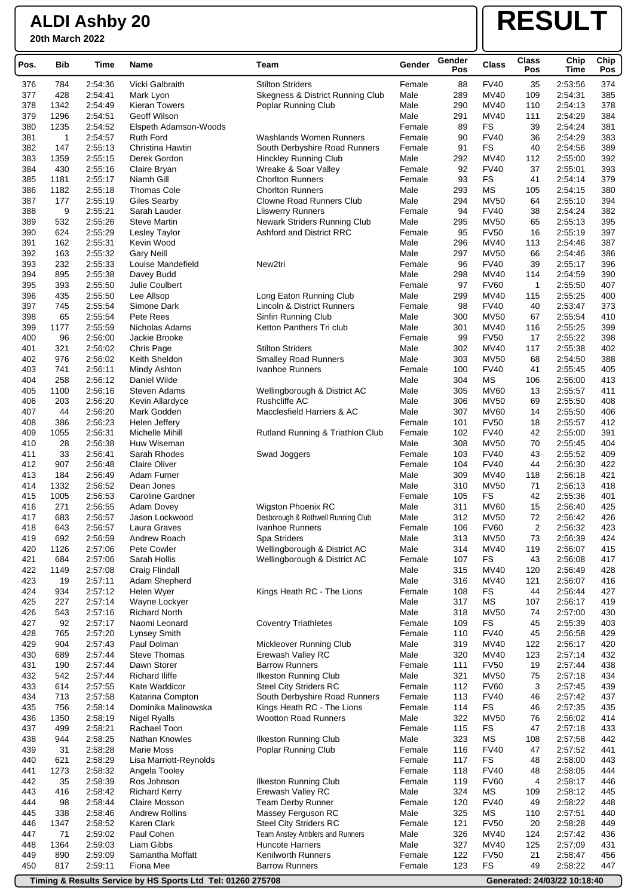# ALDI Ashby 20

**20th March 2022**

# RESULT

| Pos. | Bib | Time | Name | Team | Gender | Gender Pos | Class | Class Pos | Chip Time | Chip Pos |
|---|---|---|---|---|---|---|---|---|---|---|
| 376 | 784 | 2:54:36 | Vicki Galbraith | Stilton Striders | Female | 88 | FV40 | 35 | 2:53:56 | 374 |
| 377 | 428 | 2:54:41 | Mark Lyon | Skegness & District Running Club | Male | 289 | MV40 | 109 | 2:54:31 | 385 |
| 378 | 1342 | 2:54:49 | Kieran Towers | Poplar Running Club | Male | 290 | MV40 | 110 | 2:54:13 | 378 |
| 379 | 1296 | 2:54:51 | Geoff Wilson | | Male | 291 | MV40 | 111 | 2:54:29 | 384 |
| 380 | 1235 | 2:54:52 | Elspeth Adamson-Woods | | Female | 89 | FS | 39 | 2:54:24 | 381 |
| 381 | 1 | 2:54:57 | Ruth Ford | Washlands Women Runners | Female | 90 | FV40 | 36 | 2:54:29 | 383 |
| 382 | 147 | 2:55:13 | Christina Hawtin | South Derbyshire Road Runners | Female | 91 | FS | 40 | 2:54:56 | 389 |
| 383 | 1359 | 2:55:15 | Derek Gordon | Hinckley Running Club | Male | 292 | MV40 | 112 | 2:55:00 | 392 |
| 384 | 430 | 2:55:16 | Claire Bryan | Wreake & Soar Valley | Female | 92 | FV40 | 37 | 2:55:01 | 393 |
| 385 | 1181 | 2:55:17 | Niamh Gill | Chorlton Runners | Female | 93 | FS | 41 | 2:54:14 | 379 |
| 386 | 1182 | 2:55:18 | Thomas Cole | Chorlton Runners | Male | 293 | MS | 105 | 2:54:15 | 380 |
| 387 | 177 | 2:55:19 | Giles Searby | Clowne Road Runners Club | Male | 294 | MV50 | 64 | 2:55:10 | 394 |
| 388 | 9 | 2:55:21 | Sarah Lauder | Lliswerry Runners | Female | 94 | FV40 | 38 | 2:54:24 | 382 |
| 389 | 532 | 2:55:26 | Steve Martin | Newark Striders Running Club | Male | 295 | MV50 | 65 | 2:55:13 | 395 |
| 390 | 624 | 2:55:29 | Lesley Taylor | Ashford and District RRC | Female | 95 | FV50 | 16 | 2:55:19 | 397 |
| 391 | 162 | 2:55:31 | Kevin Wood | | Male | 296 | MV40 | 113 | 2:54:46 | 387 |
| 392 | 163 | 2:55:32 | Gary Neill | | Male | 297 | MV50 | 66 | 2:54:46 | 386 |
| 393 | 232 | 2:55:33 | Louise Mandefield | New2tri | Female | 96 | FV40 | 39 | 2:55:17 | 396 |
| 394 | 895 | 2:55:38 | Davey Budd | | Male | 298 | MV40 | 114 | 2:54:59 | 390 |
| 395 | 393 | 2:55:50 | Julie Coulbert | | Female | 97 | FV60 | 1 | 2:55:50 | 407 |
| 396 | 435 | 2:55:50 | Lee Allsop | Long Eaton Running Club | Male | 299 | MV40 | 115 | 2:55:25 | 400 |
| 397 | 745 | 2:55:54 | Simone Dark | Lincoln & District Runners | Female | 98 | FV40 | 40 | 2:53:47 | 373 |
| 398 | 65 | 2:55:54 | Pete Rees | Sinfin Running Club | Male | 300 | MV50 | 67 | 2:55:54 | 410 |
| 399 | 1177 | 2:55:59 | Nicholas Adams | Ketton Panthers Tri club | Male | 301 | MV40 | 116 | 2:55:25 | 399 |
| 400 | 96 | 2:56:00 | Jackie Brooke | | Female | 99 | FV50 | 17 | 2:55:22 | 398 |
| 401 | 321 | 2:56:02 | Chris Page | Stilton Striders | Male | 302 | MV40 | 117 | 2:55:38 | 402 |
| 402 | 976 | 2:56:02 | Keith Sheldon | Smalley Road Runners | Male | 303 | MV50 | 68 | 2:54:50 | 388 |
| 403 | 741 | 2:56:11 | Mindy Ashton | Ivanhoe Runners | Female | 100 | FV40 | 41 | 2:55:45 | 405 |
| 404 | 258 | 2:56:12 | Daniel Wilde | | Male | 304 | MS | 106 | 2:56:00 | 413 |
| 405 | 1100 | 2:56:16 | Steven Adams | Wellingborough & District AC | Male | 305 | MV60 | 13 | 2:55:57 | 411 |
| 406 | 203 | 2:56:20 | Kevin Allardyce | Rushcliffe AC | Male | 306 | MV50 | 69 | 2:55:50 | 408 |
| 407 | 44 | 2:56:20 | Mark Godden | Macclesfield Harriers & AC | Male | 307 | MV60 | 14 | 2:55:50 | 406 |
| 408 | 386 | 2:56:23 | Helen Jeffery | | Female | 101 | FV50 | 18 | 2:55:57 | 412 |
| 409 | 1055 | 2:56:31 | Michelle Mihill | Rutland Running & Triathlon Club | Female | 102 | FV40 | 42 | 2:55:00 | 391 |
| 410 | 28 | 2:56:38 | Huw Wiseman | | Male | 308 | MV50 | 70 | 2:55:45 | 404 |
| 411 | 33 | 2:56:41 | Sarah Rhodes | Swad Joggers | Female | 103 | FV40 | 43 | 2:55:52 | 409 |
| 412 | 907 | 2:56:48 | Claire Oliver | | Female | 104 | FV40 | 44 | 2:56:30 | 422 |
| 413 | 184 | 2:56:49 | Adam Furner | | Male | 309 | MV40 | 118 | 2:56:18 | 421 |
| 414 | 1332 | 2:56:52 | Dean Jones | | Male | 310 | MV50 | 71 | 2:56:13 | 418 |
| 415 | 1005 | 2:56:53 | Caroline Gardner | | Female | 105 | FS | 42 | 2:55:36 | 401 |
| 416 | 271 | 2:56:55 | Adam Dovey | Wigston Phoenix RC | Male | 311 | MV60 | 15 | 2:56:40 | 425 |
| 417 | 683 | 2:56:57 | Jason Lockwood | Desborough & Rothwell Running Club | Male | 312 | MV50 | 72 | 2:56:42 | 426 |
| 418 | 643 | 2:56:57 | Laura Graves | Ivanhoe Runners | Female | 106 | FV60 | 2 | 2:56:32 | 423 |
| 419 | 692 | 2:56:59 | Andrew Roach | Spa Striders | Male | 313 | MV50 | 73 | 2:56:39 | 424 |
| 420 | 1126 | 2:57:06 | Pete Cowler | Wellingborough & District AC | Male | 314 | MV40 | 119 | 2:56:07 | 415 |
| 421 | 684 | 2:57:06 | Sarah Hollis | Wellingborough & District AC | Female | 107 | FS | 43 | 2:56:08 | 417 |
| 422 | 1149 | 2:57:08 | Craig Flindall | | Male | 315 | MV40 | 120 | 2:56:49 | 428 |
| 423 | 19 | 2:57:11 | Adam Shepherd | | Male | 316 | MV40 | 121 | 2:56:07 | 416 |
| 424 | 934 | 2:57:12 | Helen Wyer | Kings Heath RC - The Lions | Female | 108 | FS | 44 | 2:56:44 | 427 |
| 425 | 227 | 2:57:14 | Wayne Lockyer | | Male | 317 | MS | 107 | 2:56:17 | 419 |
| 426 | 543 | 2:57:16 | Richard North | | Male | 318 | MV50 | 74 | 2:57:00 | 430 |
| 427 | 92 | 2:57:17 | Naomi Leonard | Coventry Triathletes | Female | 109 | FS | 45 | 2:55:39 | 403 |
| 428 | 765 | 2:57:20 | Lynsey Smith | | Female | 110 | FV40 | 45 | 2:56:58 | 429 |
| 429 | 904 | 2:57:43 | Paul Dolman | Mickleover Running Club | Male | 319 | MV40 | 122 | 2:56:17 | 420 |
| 430 | 689 | 2:57:44 | Steve Thomas | Erewash Valley RC | Male | 320 | MV40 | 123 | 2:57:14 | 432 |
| 431 | 190 | 2:57:44 | Dawn Storer | Barrow Runners | Female | 111 | FV50 | 19 | 2:57:44 | 438 |
| 432 | 542 | 2:57:44 | Richard Iliffe | Ilkeston Running Club | Male | 321 | MV50 | 75 | 2:57:18 | 434 |
| 433 | 614 | 2:57:55 | Kate Waddicor | Steel City Striders RC | Female | 112 | FV60 | 3 | 2:57:45 | 439 |
| 434 | 713 | 2:57:58 | Katarina Compton | South Derbyshire Road Runners | Female | 113 | FV40 | 46 | 2:57:42 | 437 |
| 435 | 756 | 2:58:14 | Dominika Malinowska | Kings Heath RC - The Lions | Female | 114 | FS | 46 | 2:57:35 | 435 |
| 436 | 1350 | 2:58:19 | Nigel Ryalls | Wootton Road Runners | Male | 322 | MV50 | 76 | 2:56:02 | 414 |
| 437 | 499 | 2:58:21 | Rachael Toon | | Female | 115 | FS | 47 | 2:57:18 | 433 |
| 438 | 944 | 2:58:25 | Nathan Knowles | Ilkeston Running Club | Male | 323 | MS | 108 | 2:57:58 | 442 |
| 439 | 31 | 2:58:28 | Marie Moss | Poplar Running Club | Female | 116 | FV40 | 47 | 2:57:52 | 441 |
| 440 | 621 | 2:58:29 | Lisa Marriott-Reynolds | | Female | 117 | FS | 48 | 2:58:00 | 443 |
| 441 | 1273 | 2:58:32 | Angela Tooley | | Female | 118 | FV40 | 48 | 2:58:05 | 444 |
| 442 | 35 | 2:58:39 | Ros Johnson | Ilkeston Running Club | Female | 119 | FV60 | 4 | 2:58:17 | 446 |
| 443 | 416 | 2:58:42 | Richard Kerry | Erewash Valley RC | Male | 324 | MS | 109 | 2:58:12 | 445 |
| 444 | 98 | 2:58:44 | Claire Mosson | Team Derby Runner | Female | 120 | FV40 | 49 | 2:58:22 | 448 |
| 445 | 338 | 2:58:46 | Andrew Rollins | Massey Ferguson RC | Male | 325 | MS | 110 | 2:57:51 | 440 |
| 446 | 1347 | 2:58:52 | Karen Clark | Steel City Striders RC | Female | 121 | FV50 | 20 | 2:58:28 | 449 |
| 447 | 71 | 2:59:02 | Paul Cohen | Team Anstey Amblers and Runners | Male | 326 | MV40 | 124 | 2:57:42 | 436 |
| 448 | 1364 | 2:59:03 | Liam Gibbs | Huncote Harriers | Male | 327 | MV40 | 125 | 2:57:09 | 431 |
| 449 | 890 | 2:59:09 | Samantha Moffatt | Kenilworth Runners | Female | 122 | FV50 | 21 | 2:58:47 | 456 |
| 450 | 817 | 2:59:11 | Fiona Mee | Barrow Runners | Female | 123 | FS | 49 | 2:58:22 | 447 |

**Timing & Results Service by HS Sports Ltd Tel: 01260 275708** **Generated: 24/03/22 10:18:40**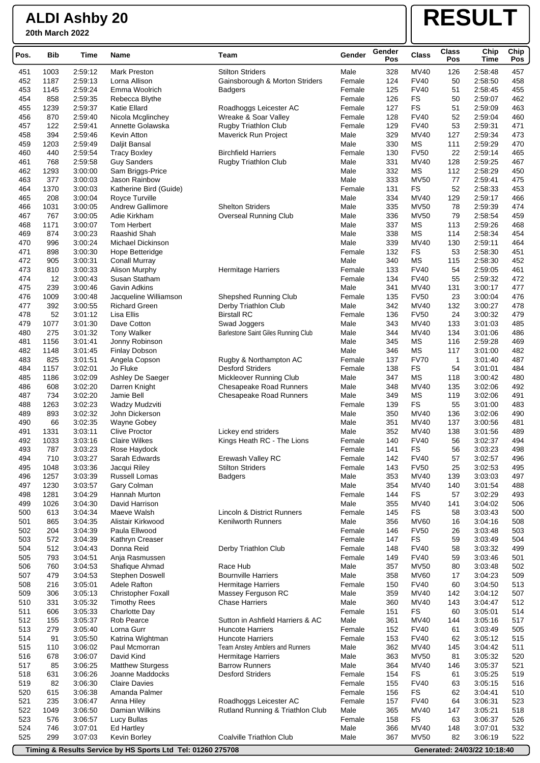# ALDI Ashby 20

**20th March 2022**

# RESULT

| Pos. | Bib | Time | Name | Team | Gender | Gender Pos | Class | Class Pos | Chip Time | Chip Pos |
|---|---|---|---|---|---|---|---|---|---|---|
| 451 | 1003 | 2:59:12 | Mark Preston | Stilton Striders | Male | 328 | MV40 | 126 | 2:58:48 | 457 |
| 452 | 1187 | 2:59:13 | Lorna Allison | Gainsborough & Morton Striders | Female | 124 | FV40 | 50 | 2:58:50 | 458 |
| 453 | 1145 | 2:59:24 | Emma Woolrich | Badgers | Female | 125 | FV40 | 51 | 2:58:45 | 455 |
| 454 | 858 | 2:59:35 | Rebecca Blythe | | Female | 126 | FS | 50 | 2:59:07 | 462 |
| 455 | 1239 | 2:59:37 | Katie Ellard | Roadhoggs Leicester AC | Female | 127 | FS | 51 | 2:59:09 | 463 |
| 456 | 870 | 2:59:40 | Nicola Mcglinchey | Wreake & Soar Valley | Female | 128 | FV40 | 52 | 2:59:04 | 460 |
| 457 | 122 | 2:59:41 | Annette Golawska | Rugby Triathlon Club | Female | 129 | FV40 | 53 | 2:59:31 | 471 |
| 458 | 394 | 2:59:46 | Kevin Atton | Maverick Run Project | Male | 329 | MV40 | 127 | 2:59:34 | 473 |
| 459 | 1203 | 2:59:49 | Daljit Bansal | | Male | 330 | MS | 111 | 2:59:29 | 470 |
| 460 | 440 | 2:59:54 | Tracy Boxley | Birchfield Harriers | Female | 130 | FV50 | 22 | 2:59:14 | 465 |
| 461 | 768 | 2:59:58 | Guy Sanders | Rugby Triathlon Club | Male | 331 | MV40 | 128 | 2:59:25 | 467 |
| 462 | 1293 | 3:00:00 | Sam Briggs-Price | | Male | 332 | MS | 112 | 2:58:29 | 450 |
| 463 | 377 | 3:00:03 | Jason Rainbow | | Male | 333 | MV50 | 77 | 2:59:41 | 475 |
| 464 | 1370 | 3:00:03 | Katherine Bird (Guide) | | Female | 131 | FS | 52 | 2:58:33 | 453 |
| 465 | 208 | 3:00:04 | Royce Turville | | Male | 334 | MV40 | 129 | 2:59:17 | 466 |
| 466 | 1031 | 3:00:05 | Andrew Gallimore | Shelton Striders | Male | 335 | MV50 | 78 | 2:59:39 | 474 |
| 467 | 767 | 3:00:05 | Adie Kirkham | Overseal Running Club | Male | 336 | MV50 | 79 | 2:58:54 | 459 |
| 468 | 1171 | 3:00:07 | Tom Herbert | | Male | 337 | MS | 113 | 2:59:26 | 468 |
| 469 | 874 | 3:00:23 | Raashid Shah | | Male | 338 | MS | 114 | 2:58:34 | 454 |
| 470 | 996 | 3:00:24 | Michael Dickinson | | Male | 339 | MV40 | 130 | 2:59:11 | 464 |
| 471 | 898 | 3:00:30 | Hope Betteridge | | Female | 132 | FS | 53 | 2:58:30 | 451 |
| 472 | 905 | 3:00:31 | Conall Murray | | Male | 340 | MS | 115 | 2:58:30 | 452 |
| 473 | 810 | 3:00:33 | Alison Murphy | Hermitage Harriers | Female | 133 | FV40 | 54 | 2:59:05 | 461 |
| 474 | 12 | 3:00:43 | Susan Statham | | Female | 134 | FV40 | 55 | 2:59:32 | 472 |
| 475 | 239 | 3:00:46 | Gavin Adkins | | Male | 341 | MV40 | 131 | 3:00:17 | 477 |
| 476 | 1009 | 3:00:48 | Jacqueline Williamson | Shepshed Running Club | Female | 135 | FV50 | 23 | 3:00:04 | 476 |
| 477 | 392 | 3:00:55 | Richard Green | Derby Triathlon Club | Male | 342 | MV40 | 132 | 3:00:27 | 478 |
| 478 | 52 | 3:01:12 | Lisa Ellis | Birstall RC | Female | 136 | FV50 | 24 | 3:00:32 | 479 |
| 479 | 1077 | 3:01:30 | Dave Cotton | Swad Joggers | Male | 343 | MV40 | 133 | 3:01:03 | 485 |
| 480 | 275 | 3:01:32 | Tony Walker | Barlestone Saint Giles Running Club | Male | 344 | MV40 | 134 | 3:01:06 | 486 |
| 481 | 1156 | 3:01:41 | Jonny Robinson | | Male | 345 | MS | 116 | 2:59:28 | 469 |
| 482 | 1148 | 3:01:45 | Finlay Dobson | | Male | 346 | MS | 117 | 3:01:00 | 482 |
| 483 | 825 | 3:01:51 | Angela Copson | Rugby & Northampton AC | Female | 137 | FV70 | 1 | 3:01:40 | 487 |
| 484 | 1157 | 3:02:01 | Jo Fluke | Desford Striders | Female | 138 | FS | 54 | 3:01:01 | 484 |
| 485 | 1186 | 3:02:09 | Ashley De Saeger | Mickleover Running Club | Male | 347 | MS | 118 | 3:00:42 | 480 |
| 486 | 608 | 3:02:20 | Darren Knight | Chesapeake Road Runners | Male | 348 | MV40 | 135 | 3:02:06 | 492 |
| 487 | 734 | 3:02:20 | Jamie Bell | Chesapeake Road Runners | Male | 349 | MS | 119 | 3:02:06 | 491 |
| 488 | 1263 | 3:02:23 | Wadzy Mudzviti | | Female | 139 | FS | 55 | 3:01:00 | 483 |
| 489 | 893 | 3:02:32 | John Dickerson | | Male | 350 | MV40 | 136 | 3:02:06 | 490 |
| 490 | 66 | 3:02:35 | Wayne Gobey | | Male | 351 | MV40 | 137 | 3:00:56 | 481 |
| 491 | 1331 | 3:03:11 | Clive Proctor | Lickey end striders | Male | 352 | MV40 | 138 | 3:01:56 | 489 |
| 492 | 1033 | 3:03:16 | Claire Wilkes | Kings Heath RC - The Lions | Female | 140 | FV40 | 56 | 3:02:37 | 494 |
| 493 | 787 | 3:03:23 | Rose Haydock | | Female | 141 | FS | 56 | 3:03:23 | 498 |
| 494 | 710 | 3:03:27 | Sarah Edwards | Erewash Valley RC | Female | 142 | FV40 | 57 | 3:02:57 | 496 |
| 495 | 1048 | 3:03:36 | Jacqui Riley | Stilton Striders | Female | 143 | FV50 | 25 | 3:02:53 | 495 |
| 496 | 1257 | 3:03:39 | Russell Lomas | Badgers | Male | 353 | MV40 | 139 | 3:03:03 | 497 |
| 497 | 1230 | 3:03:57 | Gary Colman | | Male | 354 | MV40 | 140 | 3:01:54 | 488 |
| 498 | 1281 | 3:04:29 | Hannah Murton | | Female | 144 | FS | 57 | 3:02:29 | 493 |
| 499 | 1026 | 3:04:30 | David Harrison | | Male | 355 | MV40 | 141 | 3:04:02 | 506 |
| 500 | 613 | 3:04:34 | Maeve Walsh | Lincoln & District Runners | Female | 145 | FS | 58 | 3:03:43 | 500 |
| 501 | 865 | 3:04:35 | Alistair Kirkwood | Kenilworth Runners | Male | 356 | MV60 | 16 | 3:04:16 | 508 |
| 502 | 204 | 3:04:39 | Paula Ellwood | | Female | 146 | FV50 | 26 | 3:03:48 | 503 |
| 503 | 572 | 3:04:39 | Kathryn Creaser | | Female | 147 | FS | 59 | 3:03:49 | 504 |
| 504 | 512 | 3:04:43 | Donna Reid | Derby Triathlon Club | Female | 148 | FV40 | 58 | 3:03:32 | 499 |
| 505 | 793 | 3:04:51 | Anja Rasmussen | | Female | 149 | FV40 | 59 | 3:03:46 | 501 |
| 506 | 760 | 3:04:53 | Shafique Ahmad | Race Hub | Male | 357 | MV50 | 80 | 3:03:48 | 502 |
| 507 | 479 | 3:04:53 | Stephen Doswell | Bournville Harriers | Male | 358 | MV60 | 17 | 3:04:23 | 509 |
| 508 | 216 | 3:05:01 | Adele Rafton | Hermitage Harriers | Female | 150 | FV40 | 60 | 3:04:50 | 513 |
| 509 | 306 | 3:05:13 | Christopher Foxall | Massey Ferguson RC | Male | 359 | MV40 | 142 | 3:04:12 | 507 |
| 510 | 331 | 3:05:32 | Timothy Rees | Chase Harriers | Male | 360 | MV40 | 143 | 3:04:47 | 512 |
| 511 | 606 | 3:05:33 | Charlotte Day | | Female | 151 | FS | 60 | 3:05:01 | 514 |
| 512 | 155 | 3:05:37 | Rob Pearce | Sutton in Ashfield Harriers & AC | Male | 361 | MV40 | 144 | 3:05:16 | 517 |
| 513 | 279 | 3:05:40 | Lorna Gurr | Huncote Harriers | Female | 152 | FV40 | 61 | 3:03:49 | 505 |
| 514 | 91 | 3:05:50 | Katrina Wightman | Huncote Harriers | Female | 153 | FV40 | 62 | 3:05:12 | 515 |
| 515 | 110 | 3:06:02 | Paul Mcmorran | Team Anstey Amblers and Runners | Male | 362 | MV40 | 145 | 3:04:42 | 511 |
| 516 | 678 | 3:06:07 | David Kind | Hermitage Harriers | Male | 363 | MV50 | 81 | 3:05:32 | 520 |
| 517 | 85 | 3:06:25 | Matthew Sturgess | Barrow Runners | Male | 364 | MV40 | 146 | 3:05:37 | 521 |
| 518 | 631 | 3:06:26 | Joanne Maddocks | Desford Striders | Female | 154 | FS | 61 | 3:05:25 | 519 |
| 519 | 82 | 3:06:30 | Claire Davies | | Female | 155 | FV40 | 63 | 3:05:15 | 516 |
| 520 | 615 | 3:06:38 | Amanda Palmer | | Female | 156 | FS | 62 | 3:04:41 | 510 |
| 521 | 235 | 3:06:47 | Anna Hiley | Roadhoggs Leicester AC | Female | 157 | FV40 | 64 | 3:06:31 | 523 |
| 522 | 1049 | 3:06:50 | Damian Wilkins | Rutland Running & Triathlon Club | Male | 365 | MV40 | 147 | 3:05:21 | 518 |
| 523 | 576 | 3:06:57 | Lucy Bullas | | Female | 158 | FS | 63 | 3:06:37 | 526 |
| 524 | 746 | 3:07:01 | Ed Hartley | | Male | 366 | MV40 | 148 | 3:07:01 | 532 |
| 525 | 299 | 3:07:03 | Kevin Borley | Coalville Triathlon Club | Male | 367 | MV50 | 82 | 3:06:19 | 522 |

Timing & Results Service by HS Sports Ltd Tel: 01260 275708 | Generated: 24/03/22 10:18:40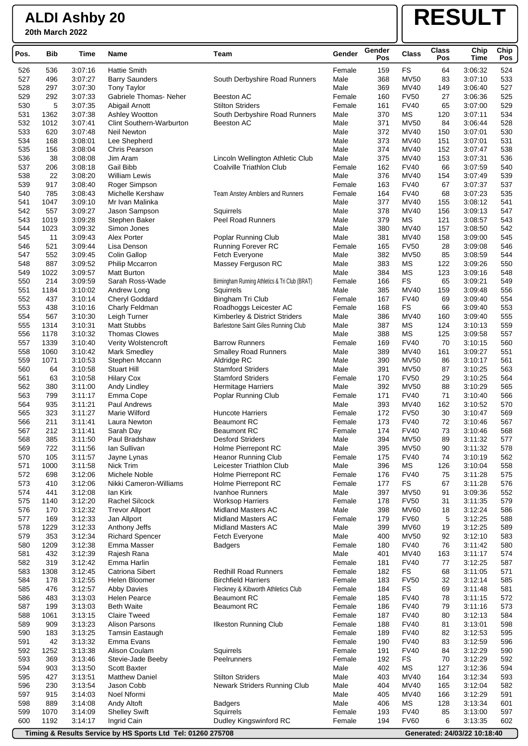# ALDI Ashby 20

**20th March 2022**

# RESULT

| Pos. | Bib | Time | Name | Team | Gender | Gender Pos | Class | Class Pos | Chip Time | Chip Pos |
|---|---|---|---|---|---|---|---|---|---|---|
| 526 | 536 | 3:07:16 | Hattie Smith | | Female | 159 | FS | 64 | 3:06:32 | 524 |
| 527 | 496 | 3:07:27 | Barry Saunders | South Derbyshire Road Runners | Male | 368 | MV50 | 83 | 3:07:10 | 533 |
| 528 | 297 | 3:07:30 | Tony Taylor | | Male | 369 | MV40 | 149 | 3:06:40 | 527 |
| 529 | 292 | 3:07:33 | Gabriele Thomas- Neher | Beeston AC | Female | 160 | FV50 | 27 | 3:06:36 | 525 |
| 530 | 5 | 3:07:35 | Abigail Arnott | Stilton Striders | Female | 161 | FV40 | 65 | 3:07:00 | 529 |
| 531 | 1362 | 3:07:38 | Ashley Wootton | South Derbyshire Road Runners | Male | 370 | MS | 120 | 3:07:11 | 534 |
| 532 | 1012 | 3:07:41 | Clint Southern-Warburton | Beeston AC | Male | 371 | MV50 | 84 | 3:06:44 | 528 |
| 533 | 620 | 3:07:48 | Neil Newton | | Male | 372 | MV40 | 150 | 3:07:01 | 530 |
| 534 | 168 | 3:08:01 | Lee Shepherd | | Male | 373 | MV40 | 151 | 3:07:01 | 531 |
| 535 | 156 | 3:08:04 | Chris Pearson | | Male | 374 | MV40 | 152 | 3:07:47 | 538 |
| 536 | 38 | 3:08:08 | Jim Aram | Lincoln Wellington Athletic Club | Male | 375 | MV40 | 153 | 3:07:31 | 536 |
| 537 | 206 | 3:08:18 | Gail Bibb | Coalville Triathlon Club | Female | 162 | FV40 | 66 | 3:07:59 | 540 |
| 538 | 22 | 3:08:20 | William Lewis | | Male | 376 | MV40 | 154 | 3:07:49 | 539 |
| 539 | 917 | 3:08:40 | Roger Simpson | | Female | 163 | FV40 | 67 | 3:07:37 | 537 |
| 540 | 785 | 3:08:43 | Michelle Kershaw | Team Anstey Amblers and Runners | Female | 164 | FV40 | 68 | 3:07:23 | 535 |
| 541 | 1047 | 3:09:10 | Mr Ivan Malinka | | Male | 377 | MV40 | 155 | 3:08:12 | 541 |
| 542 | 557 | 3:09:27 | Jason Sampson | Squirrels | Male | 378 | MV40 | 156 | 3:09:13 | 547 |
| 543 | 1019 | 3:09:28 | Stephen Baker | Peel Road Runners | Male | 379 | MS | 121 | 3:08:57 | 543 |
| 544 | 1023 | 3:09:32 | Simon Jones | | Male | 380 | MV40 | 157 | 3:08:50 | 542 |
| 545 | 11 | 3:09:43 | Alex Porter | Poplar Running Club | Male | 381 | MV40 | 158 | 3:09:00 | 545 |
| 546 | 521 | 3:09:44 | Lisa Denson | Running Forever RC | Female | 165 | FV50 | 28 | 3:09:08 | 546 |
| 547 | 552 | 3:09:45 | Colin Gallop | Fetch Everyone | Male | 382 | MV50 | 85 | 3:08:59 | 544 |
| 548 | 887 | 3:09:52 | Philip Mccarron | Massey Ferguson RC | Male | 383 | MS | 122 | 3:09:26 | 550 |
| 549 | 1022 | 3:09:57 | Matt Burton | | Male | 384 | MS | 123 | 3:09:16 | 548 |
| 550 | 214 | 3:09:59 | Sarah Ross-Wade | Birmingham Running Athletics & Tri Club (BRAT) | Female | 166 | FS | 65 | 3:09:21 | 549 |
| 551 | 1184 | 3:10:02 | Andrew Long | Squirrels | Male | 385 | MV40 | 159 | 3:09:48 | 556 |
| 552 | 437 | 3:10:14 | Cheryl Goddard | Bingham Tri Club | Female | 167 | FV40 | 69 | 3:09:40 | 554 |
| 553 | 438 | 3:10:16 | Charly Feldman | Roadhoggs Leicester AC | Female | 168 | FS | 66 | 3:09:40 | 553 |
| 554 | 567 | 3:10:30 | Leigh Turner | Kimberley & District Striders | Male | 386 | MV40 | 160 | 3:09:40 | 555 |
| 555 | 1314 | 3:10:31 | Matt Stubbs | Barlestone Saint Giles Running Club | Male | 387 | MS | 124 | 3:10:13 | 559 |
| 556 | 1178 | 3:10:32 | Thomas Clowes | | Male | 388 | MS | 125 | 3:09:58 | 557 |
| 557 | 1339 | 3:10:40 | Verity Wolstencroft | Barrow Runners | Female | 169 | FV40 | 70 | 3:10:15 | 560 |
| 558 | 1060 | 3:10:42 | Mark Smedley | Smalley Road Runners | Male | 389 | MV40 | 161 | 3:09:27 | 551 |
| 559 | 1071 | 3:10:53 | Stephen Mccann | Aldridge RC | Male | 390 | MV50 | 86 | 3:10:17 | 561 |
| 560 | 64 | 3:10:58 | Stuart Hill | Stamford Striders | Male | 391 | MV50 | 87 | 3:10:25 | 563 |
| 561 | 63 | 3:10:58 | Hilary Cox | Stamford Striders | Female | 170 | FV50 | 29 | 3:10:25 | 564 |
| 562 | 380 | 3:11:00 | Andy Lindley | Hermitage Harriers | Male | 392 | MV50 | 88 | 3:10:29 | 565 |
| 563 | 799 | 3:11:17 | Emma Cope | Poplar Running Club | Female | 171 | FV40 | 71 | 3:10:40 | 566 |
| 564 | 935 | 3:11:21 | Paul Andrews | | Male | 393 | MV40 | 162 | 3:10:52 | 570 |
| 565 | 323 | 3:11:27 | Marie Wilford | Huncote Harriers | Female | 172 | FV50 | 30 | 3:10:47 | 569 |
| 566 | 211 | 3:11:41 | Laura Newton | Beaumont RC | Female | 173 | FV40 | 72 | 3:10:46 | 567 |
| 567 | 212 | 3:11:41 | Sarah Day | Beaumont RC | Female | 174 | FV40 | 73 | 3:10:46 | 568 |
| 568 | 385 | 3:11:50 | Paul Bradshaw | Desford Striders | Male | 394 | MV50 | 89 | 3:11:32 | 577 |
| 569 | 722 | 3:11:56 | Ian Sullivan | Holme Pierrepont RC | Male | 395 | MV50 | 90 | 3:11:32 | 578 |
| 570 | 105 | 3:11:57 | Jayne Lynas | Heanor Running Club | Female | 175 | FV40 | 74 | 3:10:19 | 562 |
| 571 | 1000 | 3:11:58 | Nick Trim | Leicester Triathlon Club | Male | 396 | MS | 126 | 3:10:04 | 558 |
| 572 | 698 | 3:12:06 | Michele Noble | Holme Pierrepont RC | Female | 176 | FV40 | 75 | 3:11:28 | 575 |
| 573 | 410 | 3:12:06 | Nikki Cameron-Williams | Holme Pierrepont RC | Female | 177 | FS | 67 | 3:11:28 | 576 |
| 574 | 441 | 3:12:08 | Ian Kirk | Ivanhoe Runners | Male | 397 | MV50 | 91 | 3:09:36 | 552 |
| 575 | 1140 | 3:12:20 | Rachel Silcock | Worksop Harriers | Female | 178 | FV50 | 31 | 3:11:35 | 579 |
| 576 | 170 | 3:12:32 | Trevor Allport | Midland Masters AC | Male | 398 | MV60 | 18 | 3:12:24 | 586 |
| 577 | 169 | 3:12:33 | Jan Allport | Midland Masters AC | Female | 179 | FV60 | 5 | 3:12:25 | 588 |
| 578 | 1229 | 3:12:33 | Anthony Jeffs | Midland Masters AC | Male | 399 | MV60 | 19 | 3:12:25 | 589 |
| 579 | 353 | 3:12:34 | Richard Spencer | Fetch Everyone | Male | 400 | MV50 | 92 | 3:12:10 | 583 |
| 580 | 1209 | 3:12:38 | Emma Masser | Badgers | Female | 180 | FV40 | 76 | 3:11:42 | 580 |
| 581 | 432 | 3:12:39 | Rajesh Rana | | Male | 401 | MV40 | 163 | 3:11:17 | 574 |
| 582 | 319 | 3:12:42 | Emma Harlin | | Female | 181 | FV40 | 77 | 3:12:25 | 587 |
| 583 | 1308 | 3:12:45 | Catriona Sibert | Redhill Road Runners | Female | 182 | FS | 68 | 3:11:05 | 571 |
| 584 | 178 | 3:12:55 | Helen Bloomer | Birchfield Harriers | Female | 183 | FV50 | 32 | 3:12:14 | 585 |
| 585 | 476 | 3:12:57 | Abby Davies | Fleckney & Kibworth Athletics Club | Female | 184 | FS | 69 | 3:11:48 | 581 |
| 586 | 483 | 3:13:03 | Helen Pearce | Beaumont RC | Female | 185 | FV40 | 78 | 3:11:15 | 572 |
| 587 | 199 | 3:13:03 | Beth Waite | Beaumont RC | Female | 186 | FV40 | 79 | 3:11:16 | 573 |
| 588 | 1061 | 3:13:15 | Claire Tweed | | Female | 187 | FV40 | 80 | 3:12:13 | 584 |
| 589 | 909 | 3:13:23 | Alison Parsons | Ilkeston Running Club | Female | 188 | FV40 | 81 | 3:13:01 | 598 |
| 590 | 183 | 3:13:25 | Tamsin Eastaugh | | Female | 189 | FV40 | 82 | 3:12:53 | 595 |
| 591 | 42 | 3:13:32 | Emma Evans | | Female | 190 | FV40 | 83 | 3:12:59 | 596 |
| 592 | 1252 | 3:13:38 | Alison Coulam | Squirrels | Female | 191 | FV40 | 84 | 3:12:29 | 590 |
| 593 | 369 | 3:13:46 | Stevie-Jade Beeby | Peelrunners | Female | 192 | FS | 70 | 3:12:29 | 592 |
| 594 | 903 | 3:13:50 | Scott Baxter | | Male | 402 | MS | 127 | 3:12:36 | 594 |
| 595 | 427 | 3:13:51 | Matthew Daniel | Stilton Striders | Male | 403 | MV40 | 164 | 3:12:34 | 593 |
| 596 | 230 | 3:13:54 | Jason Cobb | Newark Striders Running Club | Male | 404 | MV40 | 165 | 3:12:04 | 582 |
| 597 | 915 | 3:14:03 | Noel Nforni | | Male | 405 | MV40 | 166 | 3:12:29 | 591 |
| 598 | 889 | 3:14:08 | Andy Altoft | Badgers | Male | 406 | MS | 128 | 3:13:34 | 601 |
| 599 | 1070 | 3:14:09 | Shelley Swift | Squirrels | Female | 193 | FV40 | 85 | 3:13:00 | 597 |
| 600 | 1192 | 3:14:17 | Ingrid Cain | Dudley Kingswinford RC | Female | 194 | FV60 | 6 | 3:13:35 | 602 |

**Timing & Results Service by HS Sports Ltd Tel: 01260 275708** — **Generated: 24/03/22 10:18:40**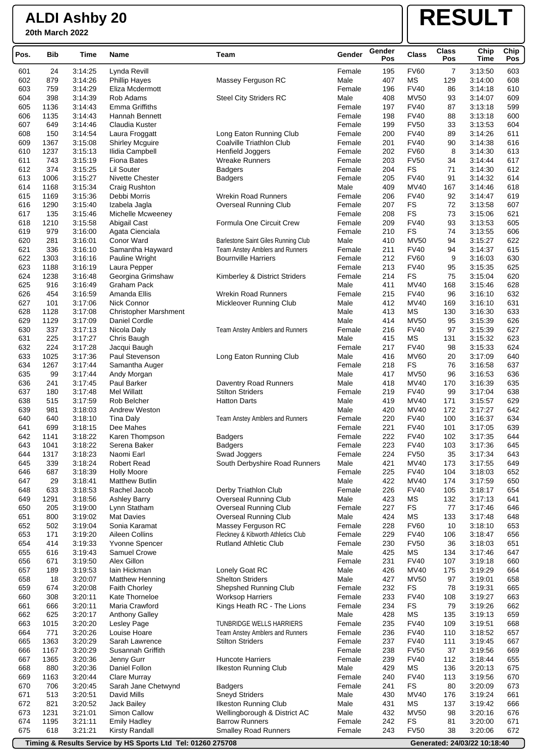# ALDI Ashby 20

**20th March 2022**

# RESULT

| Pos. | Bib | Time | Name | Team | Gender | Gender Pos | Class | Class Pos | Chip Time | Chip Pos |
|---|---|---|---|---|---|---|---|---|---|---|
| 601 | 24 | 3:14:25 | Lynda Revill | | Female | 195 | FV60 | 7 | 3:13:50 | 603 |
| 602 | 879 | 3:14:26 | Phillip Hayes | Massey Ferguson RC | Male | 407 | MS | 129 | 3:14:00 | 608 |
| 603 | 759 | 3:14:29 | Eliza Mcdermott | | Female | 196 | FV40 | 86 | 3:14:18 | 610 |
| 604 | 398 | 3:14:39 | Rob Adams | Steel City Striders RC | Male | 408 | MV50 | 93 | 3:14:07 | 609 |
| 605 | 1136 | 3:14:43 | Emma Griffiths | | Female | 197 | FV40 | 87 | 3:13:18 | 599 |
| 606 | 1135 | 3:14:43 | Hannah Bennett | | Female | 198 | FV40 | 88 | 3:13:18 | 600 |
| 607 | 649 | 3:14:46 | Claudia Kuster | | Female | 199 | FV50 | 33 | 3:13:53 | 604 |
| 608 | 150 | 3:14:54 | Laura Froggatt | Long Eaton Running Club | Female | 200 | FV40 | 89 | 3:14:26 | 611 |
| 609 | 1367 | 3:15:08 | Shirley Mcguire | Coalville Triathlon Club | Female | 201 | FV40 | 90 | 3:14:38 | 616 |
| 610 | 1237 | 3:15:13 | Ilidia Campbell | Henfield Joggers | Female | 202 | FV60 | 8 | 3:14:30 | 613 |
| 611 | 743 | 3:15:19 | Fiona Bates | Wreake Runners | Female | 203 | FV50 | 34 | 3:14:44 | 617 |
| 612 | 374 | 3:15:25 | Lil Souter | Badgers | Female | 204 | FS | 71 | 3:14:30 | 612 |
| 613 | 1006 | 3:15:27 | Nivette Chester | Badgers | Female | 205 | FV40 | 91 | 3:14:32 | 614 |
| 614 | 1168 | 3:15:34 | Craig Rushton | | Male | 409 | MV40 | 167 | 3:14:46 | 618 |
| 615 | 1169 | 3:15:36 | Debbi Morris | Wrekin Road Runners | Female | 206 | FV40 | 92 | 3:14:47 | 619 |
| 616 | 1290 | 3:15:40 | Izabela Jagla | Overseal Running Club | Female | 207 | FS | 72 | 3:13:58 | 607 |
| 617 | 135 | 3:15:46 | Michelle Mcweeney | | Female | 208 | FS | 73 | 3:15:06 | 621 |
| 618 | 1210 | 3:15:58 | Abigail Cast | Formula One Circuit Crew | Female | 209 | FV40 | 93 | 3:13:53 | 605 |
| 619 | 979 | 3:16:00 | Agata Cienciala | | Female | 210 | FS | 74 | 3:13:55 | 606 |
| 620 | 281 | 3:16:01 | Conor Ward | Barlestone Saint Giles Running Club | Male | 410 | MV50 | 94 | 3:15:27 | 622 |
| 621 | 336 | 3:16:10 | Samantha Hayward | Team Anstey Amblers and Runners | Female | 211 | FV40 | 94 | 3:14:37 | 615 |
| 622 | 1303 | 3:16:16 | Pauline Wright | Bournville Harriers | Female | 212 | FV60 | 9 | 3:16:03 | 630 |
| 623 | 1188 | 3:16:19 | Laura Pepper | | Female | 213 | FV40 | 95 | 3:15:35 | 625 |
| 624 | 1238 | 3:16:48 | Georgina Grimshaw | Kimberley & District Striders | Female | 214 | FS | 75 | 3:15:04 | 620 |
| 625 | 916 | 3:16:49 | Graham Pack | | Male | 411 | MV40 | 168 | 3:15:46 | 628 |
| 626 | 454 | 3:16:59 | Amanda Ellis | Wrekin Road Runners | Female | 215 | FV40 | 96 | 3:16:10 | 632 |
| 627 | 101 | 3:17:06 | Nick Connor | Mickleover Running Club | Male | 412 | MV40 | 169 | 3:16:10 | 631 |
| 628 | 1128 | 3:17:08 | Christopher Marshment | | Male | 413 | MS | 130 | 3:16:30 | 633 |
| 629 | 1129 | 3:17:09 | Daniel Cordle | | Male | 414 | MV50 | 95 | 3:15:39 | 626 |
| 630 | 337 | 3:17:13 | Nicola Daly | Team Anstey Amblers and Runners | Female | 216 | FV40 | 97 | 3:15:39 | 627 |
| 631 | 225 | 3:17:27 | Chris Baugh | | Male | 415 | MS | 131 | 3:15:32 | 623 |
| 632 | 224 | 3:17:28 | Jacqui Baugh | | Female | 217 | FV40 | 98 | 3:15:33 | 624 |
| 633 | 1025 | 3:17:36 | Paul Stevenson | Long Eaton Running Club | Male | 416 | MV60 | 20 | 3:17:09 | 640 |
| 634 | 1267 | 3:17:44 | Samantha Auger | | Female | 218 | FS | 76 | 3:16:58 | 637 |
| 635 | 99 | 3:17:44 | Andy Morgan | | Male | 417 | MV50 | 96 | 3:16:53 | 636 |
| 636 | 241 | 3:17:45 | Paul Barker | Daventry Road Runners | Male | 418 | MV40 | 170 | 3:16:39 | 635 |
| 637 | 180 | 3:17:48 | Mel Willatt | Stilton Striders | Female | 219 | FV40 | 99 | 3:17:04 | 638 |
| 638 | 515 | 3:17:59 | Rob Belcher | Hatton Darts | Male | 419 | MV40 | 171 | 3:15:57 | 629 |
| 639 | 981 | 3:18:03 | Andrew Weston | | Male | 420 | MV40 | 172 | 3:17:27 | 642 |
| 640 | 640 | 3:18:10 | Tina Daly | Team Anstey Amblers and Runners | Female | 220 | FV40 | 100 | 3:16:37 | 634 |
| 641 | 699 | 3:18:15 | Dee Mahes | | Female | 221 | FV40 | 101 | 3:17:05 | 639 |
| 642 | 1141 | 3:18:22 | Karen Thompson | Badgers | Female | 222 | FV40 | 102 | 3:17:35 | 644 |
| 643 | 1041 | 3:18:22 | Serena Baker | Badgers | Female | 223 | FV40 | 103 | 3:17:36 | 645 |
| 644 | 1317 | 3:18:23 | Naomi Earl | Swad Joggers | Female | 224 | FV50 | 35 | 3:17:34 | 643 |
| 645 | 339 | 3:18:24 | Robert Read | South Derbyshire Road Runners | Male | 421 | MV40 | 173 | 3:17:55 | 649 |
| 646 | 687 | 3:18:39 | Holly Moore | | Female | 225 | FV40 | 104 | 3:18:03 | 652 |
| 647 | 29 | 3:18:41 | Matthew Butlin | | Male | 422 | MV40 | 174 | 3:17:59 | 650 |
| 648 | 633 | 3:18:53 | Rachel Jacob | Derby Triathlon Club | Female | 226 | FV40 | 105 | 3:18:17 | 654 |
| 649 | 1291 | 3:18:56 | Ashley Barry | Overseal Running Club | Male | 423 | MS | 132 | 3:17:13 | 641 |
| 650 | 205 | 3:19:00 | Lynn Statham | Overseal Running Club | Female | 227 | FS | 77 | 3:17:46 | 646 |
| 651 | 800 | 3:19:02 | Mat Davies | Overseal Running Club | Male | 424 | MS | 133 | 3:17:48 | 648 |
| 652 | 502 | 3:19:04 | Sonia Karamat | Massey Ferguson RC | Female | 228 | FV60 | 10 | 3:18:10 | 653 |
| 653 | 171 | 3:19:20 | Aileen Collins | Fleckney & Kibworth Athletics Club | Female | 229 | FV40 | 106 | 3:18:47 | 656 |
| 654 | 414 | 3:19:33 | Yvonne Spencer | Rutland Athletic Club | Female | 230 | FV50 | 36 | 3:18:03 | 651 |
| 655 | 616 | 3:19:43 | Samuel Crowe | | Male | 425 | MS | 134 | 3:17:46 | 647 |
| 656 | 671 | 3:19:50 | Alex Gillon | | Female | 231 | FV40 | 107 | 3:19:18 | 660 |
| 657 | 189 | 3:19:53 | Iain Hickman | Lonely Goat RC | Male | 426 | MV40 | 175 | 3:19:29 | 664 |
| 658 | 18 | 3:20:07 | Matthew Henning | Shelton Striders | Male | 427 | MV50 | 97 | 3:19:01 | 658 |
| 659 | 674 | 3:20:08 | Faith Chorley | Shepshed Running Club | Female | 232 | FS | 78 | 3:19:31 | 665 |
| 660 | 308 | 3:20:11 | Kate Thorneloe | Worksop Harriers | Female | 233 | FV40 | 108 | 3:19:27 | 663 |
| 661 | 666 | 3:20:11 | Maria Crawford | Kings Heath RC - The Lions | Female | 234 | FS | 79 | 3:19:26 | 662 |
| 662 | 625 | 3:20:17 | Anthony Galley | | Male | 428 | MS | 135 | 3:19:13 | 659 |
| 663 | 1015 | 3:20:20 | Lesley Page | TUNBRIDGE WELLS HARRIERS | Female | 235 | FV40 | 109 | 3:19:51 | 668 |
| 664 | 771 | 3:20:26 | Louise Hoare | Team Anstey Amblers and Runners | Female | 236 | FV40 | 110 | 3:18:52 | 657 |
| 665 | 1363 | 3:20:29 | Sarah Lawrence | Stilton Striders | Female | 237 | FV40 | 111 | 3:19:45 | 667 |
| 666 | 1167 | 3:20:29 | Susannah Griffith | | Female | 238 | FV50 | 37 | 3:19:56 | 669 |
| 667 | 1365 | 3:20:36 | Jenny Gurr | Huncote Harriers | Female | 239 | FV40 | 112 | 3:18:44 | 655 |
| 668 | 880 | 3:20:36 | Daniel Follon | Ilkeston Running Club | Male | 429 | MS | 136 | 3:20:13 | 675 |
| 669 | 1163 | 3:20:44 | Clare Murray | | Female | 240 | FV40 | 113 | 3:19:56 | 670 |
| 670 | 706 | 3:20:45 | Sarah Jane Chetwynd | Badgers | Female | 241 | FS | 80 | 3:20:09 | 673 |
| 671 | 513 | 3:20:51 | David Mills | Sneyd Striders | Male | 430 | MV40 | 176 | 3:19:24 | 661 |
| 672 | 821 | 3:20:52 | Jack Bailey | Ilkeston Running Club | Male | 431 | MS | 137 | 3:19:42 | 666 |
| 673 | 1231 | 3:21:01 | Simon Callow | Wellingborough & District AC | Male | 432 | MV50 | 98 | 3:20:16 | 676 |
| 674 | 1195 | 3:21:11 | Emily Hadley | Barrow Runners | Female | 242 | FS | 81 | 3:20:00 | 671 |
| 675 | 618 | 3:21:21 | Kirsty Randall | Smalley Road Runners | Female | 243 | FV50 | 38 | 3:20:06 | 672 |

Timing & Results Service by HS Sports Ltd Tel: 01260 275708 — Generated: 24/03/22 10:18:40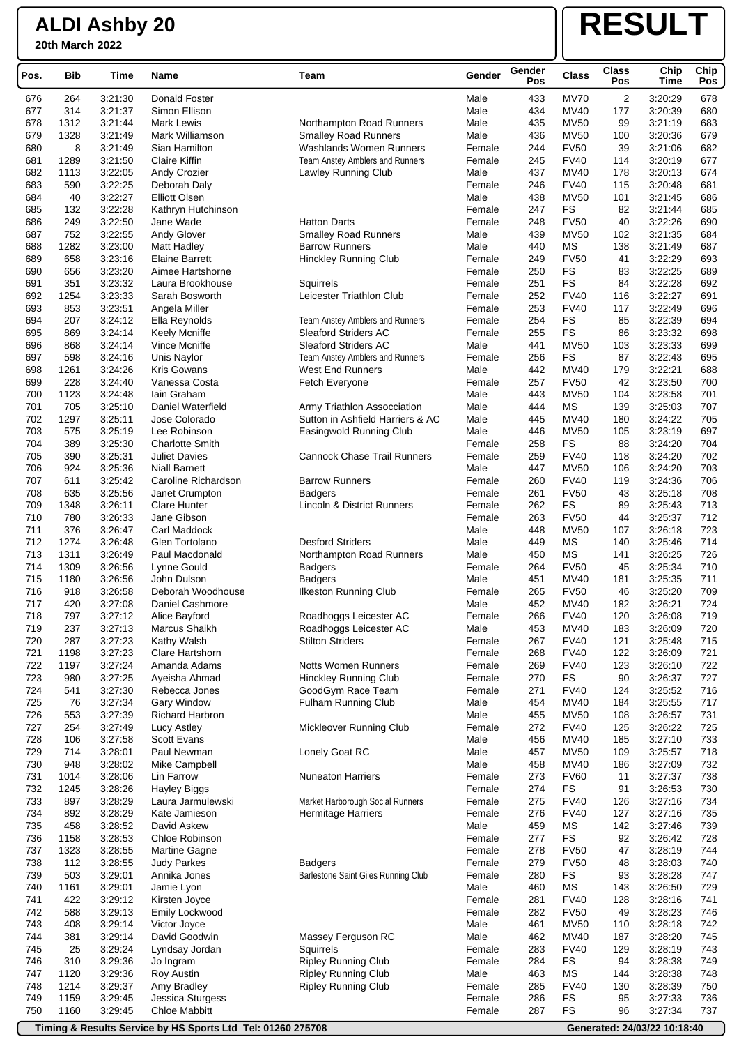# ALDI Ashby 20

**20th March 2022**

# RESULT

| Pos. | Bib | Time | Name | Team | Gender | Gender Pos | Class | Class Pos | Chip Time | Chip Pos |
|---|---|---|---|---|---|---|---|---|---|---|
| 676 | 264 | 3:21:30 | Donald Foster | | Male | 433 | MV70 | 2 | 3:20:29 | 678 |
| 677 | 314 | 3:21:37 | Simon Ellison | | Male | 434 | MV40 | 177 | 3:20:39 | 680 |
| 678 | 1312 | 3:21:44 | Mark Lewis | Northampton Road Runners | Male | 435 | MV50 | 99 | 3:21:19 | 683 |
| 679 | 1328 | 3:21:49 | Mark Williamson | Smalley Road Runners | Male | 436 | MV50 | 100 | 3:20:36 | 679 |
| 680 | 8 | 3:21:49 | Sian Hamilton | Washlands Women Runners | Female | 244 | FV50 | 39 | 3:21:06 | 682 |
| 681 | 1289 | 3:21:50 | Claire Kiffin | Team Anstey Amblers and Runners | Female | 245 | FV40 | 114 | 3:20:19 | 677 |
| 682 | 1113 | 3:22:05 | Andy Crozier | Lawley Running Club | Male | 437 | MV40 | 178 | 3:20:13 | 674 |
| 683 | 590 | 3:22:25 | Deborah Daly | | Female | 246 | FV40 | 115 | 3:20:48 | 681 |
| 684 | 40 | 3:22:27 | Elliott Olsen | | Male | 438 | MV50 | 101 | 3:21:45 | 686 |
| 685 | 132 | 3:22:28 | Kathryn Hutchinson | | Female | 247 | FS | 82 | 3:21:44 | 685 |
| 686 | 249 | 3:22:50 | Jane Wade | Hatton Darts | Female | 248 | FV50 | 40 | 3:22:26 | 690 |
| 687 | 752 | 3:22:55 | Andy Glover | Smalley Road Runners | Male | 439 | MV50 | 102 | 3:21:35 | 684 |
| 688 | 1282 | 3:23:00 | Matt Hadley | Barrow Runners | Male | 440 | MS | 138 | 3:21:49 | 687 |
| 689 | 658 | 3:23:16 | Elaine Barrett | Hinckley Running Club | Female | 249 | FV50 | 41 | 3:22:29 | 693 |
| 690 | 656 | 3:23:20 | Aimee Hartshorne | | Female | 250 | FS | 83 | 3:22:25 | 689 |
| 691 | 351 | 3:23:32 | Laura Brookhouse | Squirrels | Female | 251 | FS | 84 | 3:22:28 | 692 |
| 692 | 1254 | 3:23:33 | Sarah Bosworth | Leicester Triathlon Club | Female | 252 | FV40 | 116 | 3:22:27 | 691 |
| 693 | 853 | 3:23:51 | Angela Miller | | Female | 253 | FV40 | 117 | 3:22:49 | 696 |
| 694 | 207 | 3:24:12 | Ella Reynolds | Team Anstey Amblers and Runners | Female | 254 | FS | 85 | 3:22:39 | 694 |
| 695 | 869 | 3:24:14 | Keely Mcniffe | Sleaford Striders AC | Female | 255 | FS | 86 | 3:23:32 | 698 |
| 696 | 868 | 3:24:14 | Vince Mcniffe | Sleaford Striders AC | Male | 441 | MV50 | 103 | 3:23:33 | 699 |
| 697 | 598 | 3:24:16 | Unis Naylor | Team Anstey Amblers and Runners | Female | 256 | FS | 87 | 3:22:43 | 695 |
| 698 | 1261 | 3:24:26 | Kris Gowans | West End Runners | Male | 442 | MV40 | 179 | 3:22:21 | 688 |
| 699 | 228 | 3:24:40 | Vanessa Costa | Fetch Everyone | Female | 257 | FV50 | 42 | 3:23:50 | 700 |
| 700 | 1123 | 3:24:48 | Iain Graham | | Male | 443 | MV50 | 104 | 3:23:58 | 701 |
| 701 | 705 | 3:25:10 | Daniel Waterfield | Army Triathlon Assocciation | Male | 444 | MS | 139 | 3:25:03 | 707 |
| 702 | 1297 | 3:25:11 | Jose Colorado | Sutton in Ashfield Harriers & AC | Male | 445 | MV40 | 180 | 3:24:22 | 705 |
| 703 | 575 | 3:25:19 | Lee Robinson | Easingwold Running Club | Male | 446 | MV50 | 105 | 3:23:19 | 697 |
| 704 | 389 | 3:25:30 | Charlotte Smith | | Female | 258 | FS | 88 | 3:24:20 | 704 |
| 705 | 390 | 3:25:31 | Juliet Davies | Cannock Chase Trail Runners | Female | 259 | FV40 | 118 | 3:24:20 | 702 |
| 706 | 924 | 3:25:36 | Niall Barnett | | Male | 447 | MV50 | 106 | 3:24:20 | 703 |
| 707 | 611 | 3:25:42 | Caroline Richardson | Barrow Runners | Female | 260 | FV40 | 119 | 3:24:36 | 706 |
| 708 | 635 | 3:25:56 | Janet Crumpton | Badgers | Female | 261 | FV50 | 43 | 3:25:18 | 708 |
| 709 | 1348 | 3:26:11 | Clare Hunter | Lincoln & District Runners | Female | 262 | FS | 89 | 3:25:43 | 713 |
| 710 | 780 | 3:26:33 | Jane Gibson | | Female | 263 | FV50 | 44 | 3:25:37 | 712 |
| 711 | 376 | 3:26:47 | Carl Maddock | | Male | 448 | MV50 | 107 | 3:26:18 | 723 |
| 712 | 1274 | 3:26:48 | Glen Tortolano | Desford Striders | Male | 449 | MS | 140 | 3:25:46 | 714 |
| 713 | 1311 | 3:26:49 | Paul Macdonald | Northampton Road Runners | Male | 450 | MS | 141 | 3:26:25 | 726 |
| 714 | 1309 | 3:26:56 | Lynne Gould | Badgers | Female | 264 | FV50 | 45 | 3:25:34 | 710 |
| 715 | 1180 | 3:26:56 | John Dulson | Badgers | Male | 451 | MV40 | 181 | 3:25:35 | 711 |
| 716 | 918 | 3:26:58 | Deborah Woodhouse | Ilkeston Running Club | Female | 265 | FV50 | 46 | 3:25:20 | 709 |
| 717 | 420 | 3:27:08 | Daniel Cashmore | | Male | 452 | MV40 | 182 | 3:26:21 | 724 |
| 718 | 797 | 3:27:12 | Alice Bayford | Roadhoggs Leicester AC | Female | 266 | FV40 | 120 | 3:26:08 | 719 |
| 719 | 237 | 3:27:13 | Marcus Shaikh | Roadhoggs Leicester AC | Male | 453 | MV40 | 183 | 3:26:09 | 720 |
| 720 | 287 | 3:27:23 | Kathy Walsh | Stilton Striders | Female | 267 | FV40 | 121 | 3:25:48 | 715 |
| 721 | 1198 | 3:27:23 | Clare Hartshorn | | Female | 268 | FV40 | 122 | 3:26:09 | 721 |
| 722 | 1197 | 3:27:24 | Amanda Adams | Notts Women Runners | Female | 269 | FV40 | 123 | 3:26:10 | 722 |
| 723 | 980 | 3:27:25 | Ayeisha Ahmad | Hinckley Running Club | Female | 270 | FS | 90 | 3:26:37 | 727 |
| 724 | 541 | 3:27:30 | Rebecca Jones | GoodGym Race Team | Female | 271 | FV40 | 124 | 3:25:52 | 716 |
| 725 | 76 | 3:27:34 | Gary Window | Fulham Running Club | Male | 454 | MV40 | 184 | 3:25:55 | 717 |
| 726 | 553 | 3:27:39 | Richard Harbron | | Male | 455 | MV50 | 108 | 3:26:57 | 731 |
| 727 | 254 | 3:27:49 | Lucy Astley | Mickleover Running Club | Female | 272 | FV40 | 125 | 3:26:22 | 725 |
| 728 | 106 | 3:27:58 | Scott Evans | | Male | 456 | MV40 | 185 | 3:27:10 | 733 |
| 729 | 714 | 3:28:01 | Paul Newman | Lonely Goat RC | Male | 457 | MV50 | 109 | 3:25:57 | 718 |
| 730 | 948 | 3:28:02 | Mike Campbell | | Male | 458 | MV40 | 186 | 3:27:09 | 732 |
| 731 | 1014 | 3:28:06 | Lin Farrow | Nuneaton Harriers | Female | 273 | FV60 | 11 | 3:27:37 | 738 |
| 732 | 1245 | 3:28:26 | Hayley Biggs | | Female | 274 | FS | 91 | 3:26:53 | 730 |
| 733 | 897 | 3:28:29 | Laura Jarmulewski | Market Harborough Social Runners | Female | 275 | FV40 | 126 | 3:27:16 | 734 |
| 734 | 892 | 3:28:29 | Kate Jamieson | Hermitage Harriers | Female | 276 | FV40 | 127 | 3:27:16 | 735 |
| 735 | 458 | 3:28:52 | David Askew | | Male | 459 | MS | 142 | 3:27:46 | 739 |
| 736 | 1158 | 3:28:53 | Chloe Robinson | | Female | 277 | FS | 92 | 3:26:42 | 728 |
| 737 | 1323 | 3:28:55 | Martine Gagne | | Female | 278 | FV50 | 47 | 3:28:19 | 744 |
| 738 | 112 | 3:28:55 | Judy Parkes | Badgers | Female | 279 | FV50 | 48 | 3:28:03 | 740 |
| 739 | 503 | 3:29:01 | Annika Jones | Barlestone Saint Giles Running Club | Female | 280 | FS | 93 | 3:28:28 | 747 |
| 740 | 1161 | 3:29:01 | Jamie Lyon | | Male | 460 | MS | 143 | 3:26:50 | 729 |
| 741 | 422 | 3:29:12 | Kirsten Joyce | | Female | 281 | FV40 | 128 | 3:28:16 | 741 |
| 742 | 588 | 3:29:13 | Emily Lockwood | | Female | 282 | FV50 | 49 | 3:28:23 | 746 |
| 743 | 408 | 3:29:14 | Victor Joyce | | Male | 461 | MV50 | 110 | 3:28:18 | 742 |
| 744 | 381 | 3:29:14 | David Goodwin | Massey Ferguson RC | Male | 462 | MV40 | 187 | 3:28:20 | 745 |
| 745 | 25 | 3:29:24 | Lyndsay Jordan | Squirrels | Female | 283 | FV40 | 129 | 3:28:19 | 743 |
| 746 | 310 | 3:29:36 | Jo Ingram | Ripley Running Club | Female | 284 | FS | 94 | 3:28:38 | 749 |
| 747 | 1120 | 3:29:36 | Roy Austin | Ripley Running Club | Male | 463 | MS | 144 | 3:28:38 | 748 |
| 748 | 1214 | 3:29:37 | Amy Bradley | Ripley Running Club | Female | 285 | FV40 | 130 | 3:28:39 | 750 |
| 749 | 1159 | 3:29:45 | Jessica Sturgess | | Female | 286 | FS | 95 | 3:27:33 | 736 |
| 750 | 1160 | 3:29:45 | Chloe Mabbitt | | Female | 287 | FS | 96 | 3:27:34 | 737 |

Timing & Results Service by HS Sports Ltd Tel: 01260 275708 — Generated: 24/03/22 10:18:40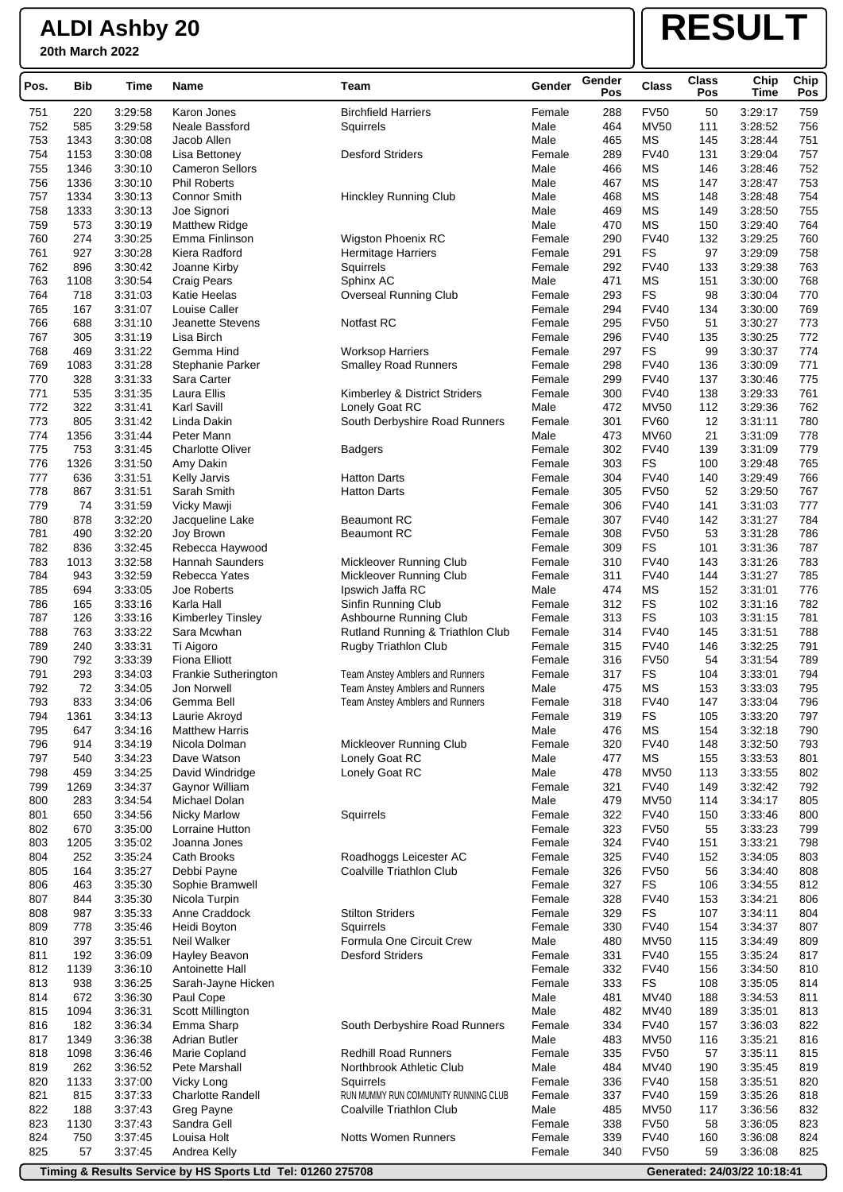# ALDI Ashby 20

**20th March 2022**

# RESULT

| Pos. | Bib | Time | Name | Team | Gender | Gender Pos | Class | Class Pos | Chip Time | Chip Pos |
|---|---|---|---|---|---|---|---|---|---|---|
| 751 | 220 | 3:29:58 | Karon Jones | Birchfield Harriers | Female | 288 | FV50 | 50 | 3:29:17 | 759 |
| 752 | 585 | 3:29:58 | Neale Bassford | Squirrels | Male | 464 | MV50 | 111 | 3:28:52 | 756 |
| 753 | 1343 | 3:30:08 | Jacob Allen | | Male | 465 | MS | 145 | 3:28:44 | 751 |
| 754 | 1153 | 3:30:08 | Lisa Bettoney | Desford Striders | Female | 289 | FV40 | 131 | 3:29:04 | 757 |
| 755 | 1346 | 3:30:10 | Cameron Sellors | | Male | 466 | MS | 146 | 3:28:46 | 752 |
| 756 | 1336 | 3:30:10 | Phil Roberts | | Male | 467 | MS | 147 | 3:28:47 | 753 |
| 757 | 1334 | 3:30:13 | Connor Smith | Hinckley Running Club | Male | 468 | MS | 148 | 3:28:48 | 754 |
| 758 | 1333 | 3:30:13 | Joe Signori | | Male | 469 | MS | 149 | 3:28:50 | 755 |
| 759 | 573 | 3:30:19 | Matthew Ridge | | Male | 470 | MS | 150 | 3:29:40 | 764 |
| 760 | 274 | 3:30:25 | Emma Finlinson | Wigston Phoenix RC | Female | 290 | FV40 | 132 | 3:29:25 | 760 |
| 761 | 927 | 3:30:28 | Kiera Radford | Hermitage Harriers | Female | 291 | FS | 97 | 3:29:09 | 758 |
| 762 | 896 | 3:30:42 | Joanne Kirby | Squirrels | Female | 292 | FV40 | 133 | 3:29:38 | 763 |
| 763 | 1108 | 3:30:54 | Craig Pears | Sphinx AC | Male | 471 | MS | 151 | 3:30:00 | 768 |
| 764 | 718 | 3:31:03 | Katie Heelas | Overseal Running Club | Female | 293 | FS | 98 | 3:30:04 | 770 |
| 765 | 167 | 3:31:07 | Louise Caller | | Female | 294 | FV40 | 134 | 3:30:00 | 769 |
| 766 | 688 | 3:31:10 | Jeanette Stevens | Notfast RC | Female | 295 | FV50 | 51 | 3:30:27 | 773 |
| 767 | 305 | 3:31:19 | Lisa Birch | | Female | 296 | FV40 | 135 | 3:30:25 | 772 |
| 768 | 469 | 3:31:22 | Gemma Hind | Worksop Harriers | Female | 297 | FS | 99 | 3:30:37 | 774 |
| 769 | 1083 | 3:31:28 | Stephanie Parker | Smalley Road Runners | Female | 298 | FV40 | 136 | 3:30:09 | 771 |
| 770 | 328 | 3:31:33 | Sara Carter | | Female | 299 | FV40 | 137 | 3:30:46 | 775 |
| 771 | 535 | 3:31:35 | Laura Ellis | Kimberley & District Striders | Female | 300 | FV40 | 138 | 3:29:33 | 761 |
| 772 | 322 | 3:31:41 | Karl Savill | Lonely Goat RC | Male | 472 | MV50 | 112 | 3:29:36 | 762 |
| 773 | 805 | 3:31:42 | Linda Dakin | South Derbyshire Road Runners | Female | 301 | FV60 | 12 | 3:31:11 | 780 |
| 774 | 1356 | 3:31:44 | Peter Mann | | Male | 473 | MV60 | 21 | 3:31:09 | 778 |
| 775 | 753 | 3:31:45 | Charlotte Oliver | Badgers | Female | 302 | FV40 | 139 | 3:31:09 | 779 |
| 776 | 1326 | 3:31:50 | Amy Dakin | | Female | 303 | FS | 100 | 3:29:48 | 765 |
| 777 | 636 | 3:31:51 | Kelly Jarvis | Hatton Darts | Female | 304 | FV40 | 140 | 3:29:49 | 766 |
| 778 | 867 | 3:31:51 | Sarah Smith | Hatton Darts | Female | 305 | FV50 | 52 | 3:29:50 | 767 |
| 779 | 74 | 3:31:59 | Vicky Mawji | | Female | 306 | FV40 | 141 | 3:31:03 | 777 |
| 780 | 878 | 3:32:20 | Jacqueline Lake | Beaumont RC | Female | 307 | FV40 | 142 | 3:31:27 | 784 |
| 781 | 490 | 3:32:20 | Joy Brown | Beaumont RC | Female | 308 | FV50 | 53 | 3:31:28 | 786 |
| 782 | 836 | 3:32:45 | Rebecca Haywood | | Female | 309 | FS | 101 | 3:31:36 | 787 |
| 783 | 1013 | 3:32:58 | Hannah Saunders | Mickleover Running Club | Female | 310 | FV40 | 143 | 3:31:26 | 783 |
| 784 | 943 | 3:32:59 | Rebecca Yates | Mickleover Running Club | Female | 311 | FV40 | 144 | 3:31:27 | 785 |
| 785 | 694 | 3:33:05 | Joe Roberts | Ipswich Jaffa RC | Male | 474 | MS | 152 | 3:31:01 | 776 |
| 786 | 165 | 3:33:16 | Karla Hall | Sinfin Running Club | Female | 312 | FS | 102 | 3:31:16 | 782 |
| 787 | 126 | 3:33:16 | Kimberley Tinsley | Ashbourne Running Club | Female | 313 | FS | 103 | 3:31:15 | 781 |
| 788 | 763 | 3:33:22 | Sara Mcwhan | Rutland Running & Triathlon Club | Female | 314 | FV40 | 145 | 3:31:51 | 788 |
| 789 | 240 | 3:33:31 | Ti Aigoro | Rugby Triathlon Club | Female | 315 | FV40 | 146 | 3:32:25 | 791 |
| 790 | 792 | 3:33:39 | Fiona Elliott | | Female | 316 | FV50 | 54 | 3:31:54 | 789 |
| 791 | 293 | 3:34:03 | Frankie Sutherington | Team Anstey Amblers and Runners | Female | 317 | FS | 104 | 3:33:01 | 794 |
| 792 | 72 | 3:34:05 | Jon Norwell | Team Anstey Amblers and Runners | Male | 475 | MS | 153 | 3:33:03 | 795 |
| 793 | 833 | 3:34:06 | Gemma Bell | Team Anstey Amblers and Runners | Female | 318 | FV40 | 147 | 3:33:04 | 796 |
| 794 | 1361 | 3:34:13 | Laurie Akroyd | | Female | 319 | FS | 105 | 3:33:20 | 797 |
| 795 | 647 | 3:34:16 | Matthew Harris | | Male | 476 | MS | 154 | 3:32:18 | 790 |
| 796 | 914 | 3:34:19 | Nicola Dolman | Mickleover Running Club | Female | 320 | FV40 | 148 | 3:32:50 | 793 |
| 797 | 540 | 3:34:23 | Dave Watson | Lonely Goat RC | Male | 477 | MS | 155 | 3:33:53 | 801 |
| 798 | 459 | 3:34:25 | David Windridge | Lonely Goat RC | Male | 478 | MV50 | 113 | 3:33:55 | 802 |
| 799 | 1269 | 3:34:37 | Gaynor William | | Female | 321 | FV40 | 149 | 3:32:42 | 792 |
| 800 | 283 | 3:34:54 | Michael Dolan | | Male | 479 | MV50 | 114 | 3:34:17 | 805 |
| 801 | 650 | 3:34:56 | Nicky Marlow | Squirrels | Female | 322 | FV40 | 150 | 3:33:46 | 800 |
| 802 | 670 | 3:35:00 | Lorraine Hutton | | Female | 323 | FV50 | 55 | 3:33:23 | 799 |
| 803 | 1205 | 3:35:02 | Joanna Jones | | Female | 324 | FV40 | 151 | 3:33:21 | 798 |
| 804 | 252 | 3:35:24 | Cath Brooks | Roadhoggs Leicester AC | Female | 325 | FV40 | 152 | 3:34:05 | 803 |
| 805 | 164 | 3:35:27 | Debbi Payne | Coalville Triathlon Club | Female | 326 | FV50 | 56 | 3:34:40 | 808 |
| 806 | 463 | 3:35:30 | Sophie Bramwell | | Female | 327 | FS | 106 | 3:34:55 | 812 |
| 807 | 844 | 3:35:30 | Nicola Turpin | | Female | 328 | FV40 | 153 | 3:34:21 | 806 |
| 808 | 987 | 3:35:33 | Anne Craddock | Stilton Striders | Female | 329 | FS | 107 | 3:34:11 | 804 |
| 809 | 778 | 3:35:46 | Heidi Boyton | Squirrels | Female | 330 | FV40 | 154 | 3:34:37 | 807 |
| 810 | 397 | 3:35:51 | Neil Walker | Formula One Circuit Crew | Male | 480 | MV50 | 115 | 3:34:49 | 809 |
| 811 | 192 | 3:36:09 | Hayley Beavon | Desford Striders | Female | 331 | FV40 | 155 | 3:35:24 | 817 |
| 812 | 1139 | 3:36:10 | Antoinette Hall | | Female | 332 | FV40 | 156 | 3:34:50 | 810 |
| 813 | 938 | 3:36:25 | Sarah-Jayne Hicken | | Female | 333 | FS | 108 | 3:35:05 | 814 |
| 814 | 672 | 3:36:30 | Paul Cope | | Male | 481 | MV40 | 188 | 3:34:53 | 811 |
| 815 | 1094 | 3:36:31 | Scott Millington | | Male | 482 | MV40 | 189 | 3:35:01 | 813 |
| 816 | 182 | 3:36:34 | Emma Sharp | South Derbyshire Road Runners | Female | 334 | FV40 | 157 | 3:36:03 | 822 |
| 817 | 1349 | 3:36:38 | Adrian Butler | | Male | 483 | MV50 | 116 | 3:35:21 | 816 |
| 818 | 1098 | 3:36:46 | Marie Copland | Redhill Road Runners | Female | 335 | FV50 | 57 | 3:35:11 | 815 |
| 819 | 262 | 3:36:52 | Pete Marshall | Northbrook Athletic Club | Male | 484 | MV40 | 190 | 3:35:45 | 819 |
| 820 | 1133 | 3:37:00 | Vicky Long | Squirrels | Female | 336 | FV40 | 158 | 3:35:51 | 820 |
| 821 | 815 | 3:37:33 | Charlotte Randell | RUN MUMMY RUN COMMUNITY RUNNING CLUB | Female | 337 | FV40 | 159 | 3:35:26 | 818 |
| 822 | 188 | 3:37:43 | Greg Payne | Coalville Triathlon Club | Male | 485 | MV50 | 117 | 3:36:56 | 832 |
| 823 | 1130 | 3:37:43 | Sandra Gell | | Female | 338 | FV50 | 58 | 3:36:05 | 823 |
| 824 | 750 | 3:37:45 | Louisa Holt | Notts Women Runners | Female | 339 | FV40 | 160 | 3:36:08 | 824 |
| 825 | 57 | 3:37:45 | Andrea Kelly | | Female | 340 | FV50 | 59 | 3:36:08 | 825 |

Timing & Results Service by HS Sports Ltd Tel: 01260 275708 — Generated: 24/03/22 10:18:41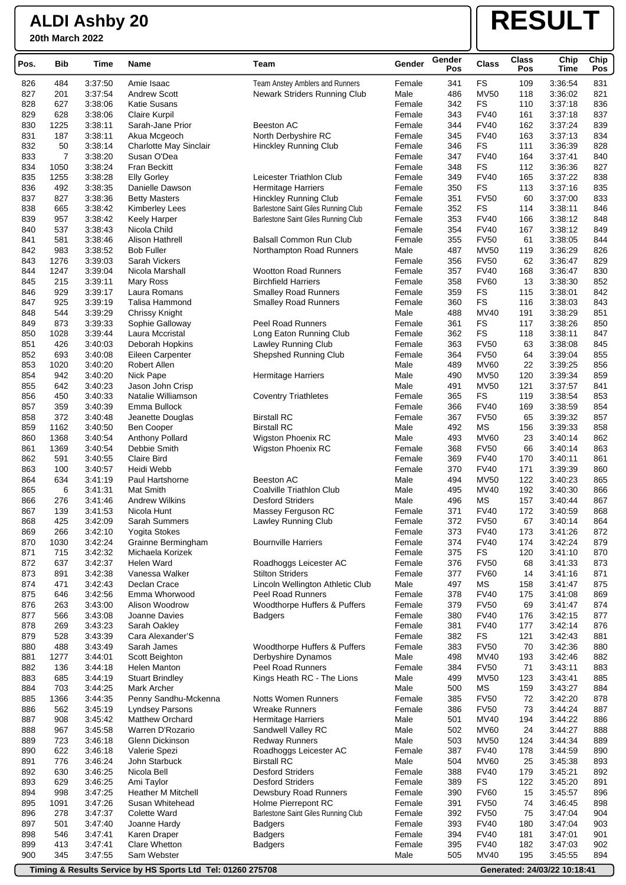# ALDI Ashby 20

**20th March 2022**

# RESULT

| Pos. | Bib | Time | Name | Team | Gender | Gender Pos | Class | Class Pos | Chip Time | Chip Pos |
|---|---|---|---|---|---|---|---|---|---|---|
| 826 | 484 | 3:37:50 | Amie Isaac | Team Anstey Amblers and Runners | Female | 341 | FS | 109 | 3:36:54 | 831 |
| 827 | 201 | 3:37:54 | Andrew Scott | Newark Striders Running Club | Male | 486 | MV50 | 118 | 3:36:02 | 821 |
| 828 | 627 | 3:38:06 | Katie Susans | | Female | 342 | FS | 110 | 3:37:18 | 836 |
| 829 | 628 | 3:38:06 | Claire Kurpil | | Female | 343 | FV40 | 161 | 3:37:18 | 837 |
| 830 | 1225 | 3:38:11 | Sarah-Jane Prior | Beeston AC | Female | 344 | FV40 | 162 | 3:37:24 | 839 |
| 831 | 187 | 3:38:11 | Akua Mcgeoch | North Derbyshire RC | Female | 345 | FV40 | 163 | 3:37:13 | 834 |
| 832 | 50 | 3:38:14 | Charlotte May Sinclair | Hinckley Running Club | Female | 346 | FS | 111 | 3:36:39 | 828 |
| 833 | 7 | 3:38:20 | Susan O'Dea | | Female | 347 | FV40 | 164 | 3:37:41 | 840 |
| 834 | 1050 | 3:38:24 | Fran Beckitt | | Female | 348 | FS | 112 | 3:36:36 | 827 |
| 835 | 1255 | 3:38:28 | Elly Gorley | Leicester Triathlon Club | Female | 349 | FV40 | 165 | 3:37:22 | 838 |
| 836 | 492 | 3:38:35 | Danielle Dawson | Hermitage Harriers | Female | 350 | FS | 113 | 3:37:16 | 835 |
| 837 | 827 | 3:38:36 | Betty Masters | Hinckley Running Club | Female | 351 | FV50 | 60 | 3:37:00 | 833 |
| 838 | 665 | 3:38:42 | Kimberley Lees | Barlestone Saint Giles Running Club | Female | 352 | FS | 114 | 3:38:11 | 846 |
| 839 | 957 | 3:38:42 | Keely Harper | Barlestone Saint Giles Running Club | Female | 353 | FV40 | 166 | 3:38:12 | 848 |
| 840 | 537 | 3:38:43 | Nicola Child | | Female | 354 | FV40 | 167 | 3:38:12 | 849 |
| 841 | 581 | 3:38:46 | Alison Hathrell | Balsall Common Run Club | Female | 355 | FV50 | 61 | 3:38:05 | 844 |
| 842 | 983 | 3:38:52 | Bob Fuller | Northampton Road Runners | Male | 487 | MV50 | 119 | 3:36:29 | 826 |
| 843 | 1276 | 3:39:03 | Sarah Vickers | | Female | 356 | FV50 | 62 | 3:36:47 | 829 |
| 844 | 1247 | 3:39:04 | Nicola Marshall | Wootton Road Runners | Female | 357 | FV40 | 168 | 3:36:47 | 830 |
| 845 | 215 | 3:39:11 | Mary Ross | Birchfield Harriers | Female | 358 | FV60 | 13 | 3:38:30 | 852 |
| 846 | 929 | 3:39:17 | Laura Romans | Smalley Road Runners | Female | 359 | FS | 115 | 3:38:01 | 842 |
| 847 | 925 | 3:39:19 | Talisa Hammond | Smalley Road Runners | Female | 360 | FS | 116 | 3:38:03 | 843 |
| 848 | 544 | 3:39:29 | Chrissy Knight | | Male | 488 | MV40 | 191 | 3:38:29 | 851 |
| 849 | 873 | 3:39:33 | Sophie Galloway | Peel Road Runners | Female | 361 | FS | 117 | 3:38:26 | 850 |
| 850 | 1028 | 3:39:44 | Laura Mccristal | Long Eaton Running Club | Female | 362 | FS | 118 | 3:38:11 | 847 |
| 851 | 426 | 3:40:03 | Deborah Hopkins | Lawley Running Club | Female | 363 | FV50 | 63 | 3:38:08 | 845 |
| 852 | 693 | 3:40:08 | Eileen Carpenter | Shepshed Running Club | Female | 364 | FV50 | 64 | 3:39:04 | 855 |
| 853 | 1020 | 3:40:20 | Robert Allen | | Male | 489 | MV60 | 22 | 3:39:25 | 856 |
| 854 | 942 | 3:40:20 | Nick Pape | Hermitage Harriers | Male | 490 | MV50 | 120 | 3:39:34 | 859 |
| 855 | 642 | 3:40:23 | Jason John Crisp | | Male | 491 | MV50 | 121 | 3:37:57 | 841 |
| 856 | 450 | 3:40:33 | Natalie Williamson | Coventry Triathletes | Female | 365 | FS | 119 | 3:38:54 | 853 |
| 857 | 359 | 3:40:39 | Emma Bullock | | Female | 366 | FV40 | 169 | 3:38:59 | 854 |
| 858 | 372 | 3:40:48 | Jeanette Douglas | Birstall RC | Female | 367 | FV50 | 65 | 3:39:32 | 857 |
| 859 | 1162 | 3:40:50 | Ben Cooper | Birstall RC | Male | 492 | MS | 156 | 3:39:33 | 858 |
| 860 | 1368 | 3:40:54 | Anthony Pollard | Wigston Phoenix RC | Male | 493 | MV60 | 23 | 3:40:14 | 862 |
| 861 | 1369 | 3:40:54 | Debbie Smith | Wigston Phoenix RC | Female | 368 | FV50 | 66 | 3:40:14 | 863 |
| 862 | 591 | 3:40:55 | Claire Bird | | Female | 369 | FV40 | 170 | 3:40:11 | 861 |
| 863 | 100 | 3:40:57 | Heidi Webb | | Female | 370 | FV40 | 171 | 3:39:39 | 860 |
| 864 | 634 | 3:41:19 | Paul Hartshorne | Beeston AC | Male | 494 | MV50 | 122 | 3:40:23 | 865 |
| 865 | 6 | 3:41:31 | Mat Smith | Coalville Triathlon Club | Male | 495 | MV40 | 192 | 3:40:30 | 866 |
| 866 | 276 | 3:41:46 | Andrew Wilkins | Desford Striders | Male | 496 | MS | 157 | 3:40:44 | 867 |
| 867 | 139 | 3:41:53 | Nicola Hunt | Massey Ferguson RC | Female | 371 | FV40 | 172 | 3:40:59 | 868 |
| 868 | 425 | 3:42:09 | Sarah Summers | Lawley Running Club | Female | 372 | FV50 | 67 | 3:40:14 | 864 |
| 869 | 266 | 3:42:10 | Yogita Stokes | | Female | 373 | FV40 | 173 | 3:41:26 | 872 |
| 870 | 1030 | 3:42:24 | Grainne Bermingham | Bournville Harriers | Female | 374 | FV40 | 174 | 3:42:24 | 879 |
| 871 | 715 | 3:42:32 | Michaela Korizek | | Female | 375 | FS | 120 | 3:41:10 | 870 |
| 872 | 637 | 3:42:37 | Helen Ward | Roadhoggs Leicester AC | Female | 376 | FV50 | 68 | 3:41:33 | 873 |
| 873 | 891 | 3:42:38 | Vanessa Walker | Stilton Striders | Female | 377 | FV60 | 14 | 3:41:16 | 871 |
| 874 | 471 | 3:42:43 | Declan Crace | Lincoln Wellington Athletic Club | Male | 497 | MS | 158 | 3:41:47 | 875 |
| 875 | 646 | 3:42:56 | Emma Whorwood | Peel Road Runners | Female | 378 | FV40 | 175 | 3:41:08 | 869 |
| 876 | 263 | 3:43:00 | Alison Woodrow | Woodthorpe Huffers & Puffers | Female | 379 | FV50 | 69 | 3:41:47 | 874 |
| 877 | 566 | 3:43:08 | Joanne Davies | Badgers | Female | 380 | FV40 | 176 | 3:42:15 | 877 |
| 878 | 269 | 3:43:23 | Sarah Oakley | | Female | 381 | FV40 | 177 | 3:42:14 | 876 |
| 879 | 528 | 3:43:39 | Cara Alexander'S | | Female | 382 | FS | 121 | 3:42:43 | 881 |
| 880 | 488 | 3:43:49 | Sarah James | Woodthorpe Huffers & Puffers | Female | 383 | FV50 | 70 | 3:42:36 | 880 |
| 881 | 1277 | 3:44:01 | Scott Beighton | Derbyshire Dynamos | Male | 498 | MV40 | 193 | 3:42:46 | 882 |
| 882 | 136 | 3:44:18 | Helen Manton | Peel Road Runners | Female | 384 | FV50 | 71 | 3:43:11 | 883 |
| 883 | 685 | 3:44:19 | Stuart Brindley | Kings Heath RC - The Lions | Male | 499 | MV50 | 123 | 3:43:41 | 885 |
| 884 | 703 | 3:44:25 | Mark Archer | | Male | 500 | MS | 159 | 3:43:27 | 884 |
| 885 | 1366 | 3:44:35 | Penny Sandhu-Mckenna | Notts Women Runners | Female | 385 | FV50 | 72 | 3:42:20 | 878 |
| 886 | 562 | 3:45:19 | Lyndsey Parsons | Wreake Runners | Female | 386 | FV50 | 73 | 3:44:24 | 887 |
| 887 | 908 | 3:45:42 | Matthew Orchard | Hermitage Harriers | Male | 501 | MV40 | 194 | 3:44:22 | 886 |
| 888 | 967 | 3:45:58 | Warren D'Rozario | Sandwell Valley RC | Male | 502 | MV60 | 24 | 3:44:27 | 888 |
| 889 | 723 | 3:46:18 | Glenn Dickinson | Redway Runners | Male | 503 | MV50 | 124 | 3:44:34 | 889 |
| 890 | 622 | 3:46:18 | Valerie Spezi | Roadhoggs Leicester AC | Female | 387 | FV40 | 178 | 3:44:59 | 890 |
| 891 | 776 | 3:46:24 | John Starbuck | Birstall RC | Male | 504 | MV60 | 25 | 3:45:38 | 893 |
| 892 | 630 | 3:46:25 | Nicola Bell | Desford Striders | Female | 388 | FV40 | 179 | 3:45:21 | 892 |
| 893 | 629 | 3:46:25 | Ami Taylor | Desford Striders | Female | 389 | FS | 122 | 3:45:20 | 891 |
| 894 | 998 | 3:47:25 | Heather M Mitchell | Dewsbury Road Runners | Female | 390 | FV60 | 15 | 3:45:57 | 896 |
| 895 | 1091 | 3:47:26 | Susan Whitehead | Holme Pierrepont RC | Female | 391 | FV50 | 74 | 3:46:45 | 898 |
| 896 | 278 | 3:47:37 | Colette Ward | Barlestone Saint Giles Running Club | Female | 392 | FV50 | 75 | 3:47:04 | 904 |
| 897 | 501 | 3:47:40 | Joanne Hardy | Badgers | Female | 393 | FV40 | 180 | 3:47:04 | 903 |
| 898 | 546 | 3:47:41 | Karen Draper | Badgers | Female | 394 | FV40 | 181 | 3:47:01 | 901 |
| 899 | 413 | 3:47:41 | Clare Whetton | Badgers | Female | 395 | FV40 | 182 | 3:47:03 | 902 |
| 900 | 345 | 3:47:55 | Sam Webster | | Male | 505 | MV40 | 195 | 3:45:55 | 894 |

Timing & Results Service by HS Sports Ltd Tel: 01260 275708 — Generated: 24/03/22 10:18:41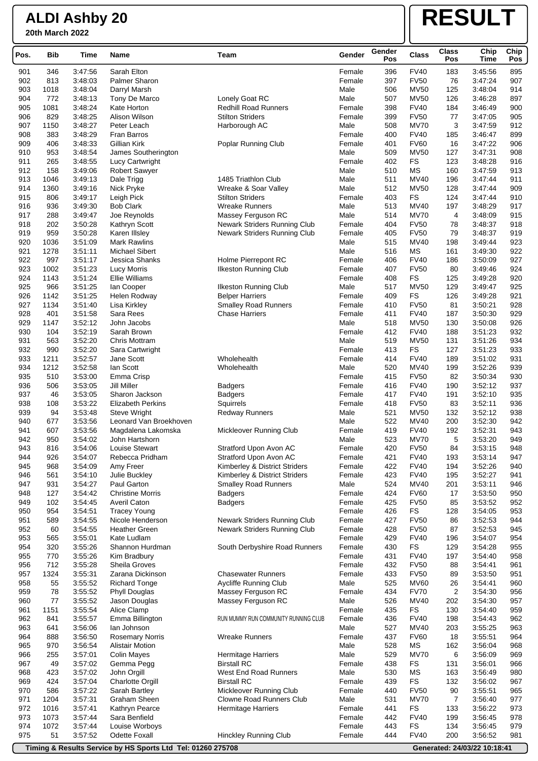# ALDI Ashby 20

**20th March 2022**

# RESULT

| Pos. | Bib | Time | Name | Team | Gender | Gender Pos | Class | Class Pos | Chip Time | Chip Pos |
|---|---|---|---|---|---|---|---|---|---|---|
| 901 | 346 | 3:47:56 | Sarah Elton | | Female | 396 | FV40 | 183 | 3:45:56 | 895 |
| 902 | 813 | 3:48:03 | Palmer Sharon | | Female | 397 | FV50 | 76 | 3:47:24 | 907 |
| 903 | 1018 | 3:48:04 | Darryl Marsh | | Male | 506 | MV50 | 125 | 3:48:04 | 914 |
| 904 | 772 | 3:48:13 | Tony De Marco | Lonely Goat RC | Male | 507 | MV50 | 126 | 3:46:28 | 897 |
| 905 | 1081 | 3:48:24 | Kate Horton | Redhill Road Runners | Female | 398 | FV40 | 184 | 3:46:49 | 900 |
| 906 | 829 | 3:48:25 | Alison Wilson | Stilton Striders | Female | 399 | FV50 | 77 | 3:47:05 | 905 |
| 907 | 1150 | 3:48:27 | Peter Leach | Harborough AC | Male | 508 | MV70 | 3 | 3:47:59 | 912 |
| 908 | 383 | 3:48:29 | Fran Barros | | Female | 400 | FV40 | 185 | 3:46:47 | 899 |
| 909 | 406 | 3:48:33 | Gillian Kirk | Poplar Running Club | Female | 401 | FV60 | 16 | 3:47:22 | 906 |
| 910 | 953 | 3:48:54 | James Southerington | | Male | 509 | MV50 | 127 | 3:47:31 | 908 |
| 911 | 265 | 3:48:55 | Lucy Cartwright | | Female | 402 | FS | 123 | 3:48:28 | 916 |
| 912 | 158 | 3:49:06 | Robert Sawyer | | Male | 510 | MS | 160 | 3:47:59 | 913 |
| 913 | 1046 | 3:49:13 | Dale Trigg | 1485 Triathlon Club | Male | 511 | MV40 | 196 | 3:47:44 | 911 |
| 914 | 1360 | 3:49:16 | Nick Pryke | Wreake & Soar Valley | Male | 512 | MV50 | 128 | 3:47:44 | 909 |
| 915 | 806 | 3:49:17 | Leigh Pick | Stilton Striders | Female | 403 | FS | 124 | 3:47:44 | 910 |
| 916 | 936 | 3:49:30 | Bob Clark | Wreake Runners | Male | 513 | MV40 | 197 | 3:48:29 | 917 |
| 917 | 288 | 3:49:47 | Joe Reynolds | Massey Ferguson RC | Male | 514 | MV70 | 4 | 3:48:09 | 915 |
| 918 | 202 | 3:50:28 | Kathryn Scott | Newark Striders Running Club | Female | 404 | FV50 | 78 | 3:48:37 | 918 |
| 919 | 959 | 3:50:28 | Karen Illsley | Newark Striders Running Club | Female | 405 | FV50 | 79 | 3:48:37 | 919 |
| 920 | 1036 | 3:51:09 | Mark Rawlins | | Male | 515 | MV40 | 198 | 3:49:44 | 923 |
| 921 | 1278 | 3:51:11 | Michael Sibert | | Male | 516 | MS | 161 | 3:49:30 | 922 |
| 922 | 997 | 3:51:17 | Jessica Shanks | Holme Pierrepont RC | Female | 406 | FV40 | 186 | 3:50:09 | 927 |
| 923 | 1002 | 3:51:23 | Lucy Morris | Ilkeston Running Club | Female | 407 | FV50 | 80 | 3:49:46 | 924 |
| 924 | 1143 | 3:51:24 | Ellie Williams | | Female | 408 | FS | 125 | 3:49:28 | 920 |
| 925 | 966 | 3:51:25 | Ian Cooper | Ilkeston Running Club | Male | 517 | MV50 | 129 | 3:49:47 | 925 |
| 926 | 1142 | 3:51:25 | Helen Rodway | Belper Harriers | Female | 409 | FS | 126 | 3:49:28 | 921 |
| 927 | 1134 | 3:51:40 | Lisa Kirkley | Smalley Road Runners | Female | 410 | FV50 | 81 | 3:50:21 | 928 |
| 928 | 401 | 3:51:58 | Sara Rees | Chase Harriers | Female | 411 | FV40 | 187 | 3:50:30 | 929 |
| 929 | 1147 | 3:52:12 | John Jacobs | | Male | 518 | MV50 | 130 | 3:50:08 | 926 |
| 930 | 104 | 3:52:19 | Sarah Brown | | Female | 412 | FV40 | 188 | 3:51:23 | 932 |
| 931 | 563 | 3:52:20 | Chris Mottram | | Male | 519 | MV50 | 131 | 3:51:26 | 934 |
| 932 | 990 | 3:52:20 | Sara Cartwright | | Female | 413 | FS | 127 | 3:51:23 | 933 |
| 933 | 1211 | 3:52:57 | Jane Scott | Wholehealth | Female | 414 | FV40 | 189 | 3:51:02 | 931 |
| 934 | 1212 | 3:52:58 | Ian Scott | Wholehealth | Male | 520 | MV40 | 199 | 3:52:26 | 939 |
| 935 | 510 | 3:53:00 | Emma Crisp | | Female | 415 | FV50 | 82 | 3:50:34 | 930 |
| 936 | 506 | 3:53:05 | Jill Miller | Badgers | Female | 416 | FV40 | 190 | 3:52:12 | 937 |
| 937 | 46 | 3:53:05 | Sharon Jackson | Badgers | Female | 417 | FV40 | 191 | 3:52:10 | 935 |
| 938 | 108 | 3:53:22 | Elizabeth Perkins | Squirrels | Female | 418 | FV50 | 83 | 3:52:11 | 936 |
| 939 | 94 | 3:53:48 | Steve Wright | Redway Runners | Male | 521 | MV50 | 132 | 3:52:12 | 938 |
| 940 | 677 | 3:53:56 | Leonard Van Broekhoven | | Male | 522 | MV40 | 200 | 3:52:30 | 942 |
| 941 | 607 | 3:53:56 | Magdalena Lakomska | Mickleover Running Club | Female | 419 | FV40 | 192 | 3:52:31 | 943 |
| 942 | 950 | 3:54:02 | John Hartshorn | | Male | 523 | MV70 | 5 | 3:53:20 | 949 |
| 943 | 816 | 3:54:06 | Louise Stewart | Stratford Upon Avon AC | Female | 420 | FV50 | 84 | 3:53:15 | 948 |
| 944 | 926 | 3:54:07 | Rebecca Pridham | Stratford Upon Avon AC | Female | 421 | FV40 | 193 | 3:53:14 | 947 |
| 945 | 968 | 3:54:09 | Amy Freer | Kimberley & District Striders | Female | 422 | FV40 | 194 | 3:52:26 | 940 |
| 946 | 561 | 3:54:10 | Julie Buckley | Kimberley & District Striders | Female | 423 | FV40 | 195 | 3:52:27 | 941 |
| 947 | 931 | 3:54:27 | Paul Garton | Smalley Road Runners | Male | 524 | MV40 | 201 | 3:53:11 | 946 |
| 948 | 127 | 3:54:42 | Christine Morris | Badgers | Female | 424 | FV60 | 17 | 3:53:50 | 950 |
| 949 | 102 | 3:54:45 | Averil Caton | Badgers | Female | 425 | FV50 | 85 | 3:53:52 | 952 |
| 950 | 954 | 3:54:51 | Tracey Young | | Female | 426 | FS | 128 | 3:54:05 | 953 |
| 951 | 589 | 3:54:55 | Nicole Henderson | Newark Striders Running Club | Female | 427 | FV50 | 86 | 3:52:53 | 944 |
| 952 | 60 | 3:54:55 | Heather Green | Newark Striders Running Club | Female | 428 | FV50 | 87 | 3:52:53 | 945 |
| 953 | 565 | 3:55:01 | Kate Ludlam | | Female | 429 | FV40 | 196 | 3:54:07 | 954 |
| 954 | 320 | 3:55:26 | Shannon Hurdman | South Derbyshire Road Runners | Female | 430 | FS | 129 | 3:54:28 | 955 |
| 955 | 770 | 3:55:26 | Kim Bradbury | | Female | 431 | FV40 | 197 | 3:54:40 | 958 |
| 956 | 712 | 3:55:28 | Sheila Groves | | Female | 432 | FV50 | 88 | 3:54:41 | 961 |
| 957 | 1324 | 3:55:31 | Zarana Dickinson | Chasewater Runners | Female | 433 | FV50 | 89 | 3:53:50 | 951 |
| 958 | 55 | 3:55:52 | Richard Tonge | Aycliffe Running Club | Male | 525 | MV60 | 26 | 3:54:41 | 960 |
| 959 | 78 | 3:55:52 | Phyll Douglas | Massey Ferguson RC | Female | 434 | FV70 | 2 | 3:54:30 | 956 |
| 960 | 77 | 3:55:52 | Jason Douglas | Massey Ferguson RC | Male | 526 | MV40 | 202 | 3:54:30 | 957 |
| 961 | 1151 | 3:55:54 | Alice Clamp | | Female | 435 | FS | 130 | 3:54:40 | 959 |
| 962 | 841 | 3:55:57 | Emma Billington | RUN MUMMY RUN COMMUNITY RUNNING CLUB | Female | 436 | FV40 | 198 | 3:54:43 | 962 |
| 963 | 641 | 3:56:06 | Ian Johnson | | Male | 527 | MV40 | 203 | 3:55:25 | 963 |
| 964 | 888 | 3:56:50 | Rosemary Norris | Wreake Runners | Female | 437 | FV60 | 18 | 3:55:51 | 964 |
| 965 | 970 | 3:56:54 | Alistair Motion | | Male | 528 | MS | 162 | 3:56:04 | 968 |
| 966 | 255 | 3:57:01 | Colin Mayes | Hermitage Harriers | Male | 529 | MV70 | 6 | 3:56:09 | 969 |
| 967 | 49 | 3:57:02 | Gemma Pegg | Birstall RC | Female | 438 | FS | 131 | 3:56:01 | 966 |
| 968 | 423 | 3:57:02 | John Orgill | West End Road Runners | Male | 530 | MS | 163 | 3:56:49 | 980 |
| 969 | 424 | 3:57:04 | Charlotte Orgill | Birstall RC | Female | 439 | FS | 132 | 3:56:02 | 967 |
| 970 | 586 | 3:57:22 | Sarah Bartley | Mickleover Running Club | Female | 440 | FV50 | 90 | 3:55:51 | 965 |
| 971 | 1204 | 3:57:31 | Graham Sheen | Clowne Road Runners Club | Male | 531 | MV70 | 7 | 3:56:40 | 977 |
| 972 | 1016 | 3:57:41 | Kathryn Pearce | Hermitage Harriers | Female | 441 | FS | 133 | 3:56:22 | 973 |
| 973 | 1073 | 3:57:44 | Sara Benfield | | Female | 442 | FV40 | 199 | 3:56:45 | 978 |
| 974 | 1072 | 3:57:44 | Louise Worboys | | Female | 443 | FS | 134 | 3:56:45 | 979 |
| 975 | 51 | 3:57:52 | Odette Foxall | Hinckley Running Club | Female | 444 | FV40 | 200 | 3:56:52 | 981 |

Timing & Results Service by HS Sports Ltd Tel: 01260 275708 Generated: 24/03/22 10:18:41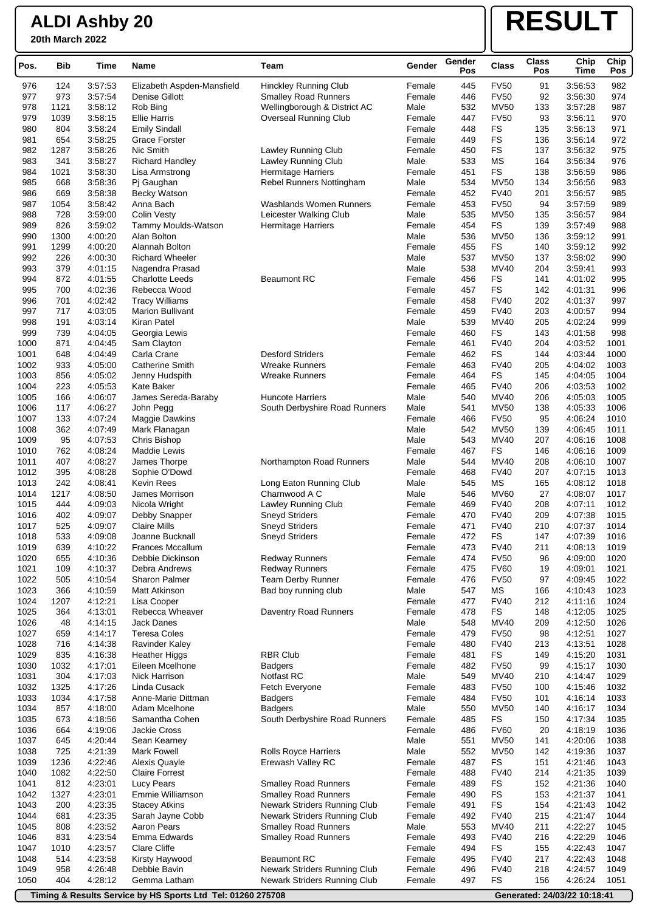# ALDI Ashby 20

**20th March 2022**

# RESULT

| Pos. | Bib | Time | Name | Team | Gender | Gender Pos | Class | Class Pos | Chip Time | Chip Pos |
|---|---|---|---|---|---|---|---|---|---|---|
| 976 | 124 | 3:57:53 | Elizabeth Aspden-Mansfield | Hinckley Running Club | Female | 445 | FV50 | 91 | 3:56:53 | 982 |
| 977 | 973 | 3:57:54 | Denise Gillott | Smalley Road Runners | Female | 446 | FV50 | 92 | 3:56:30 | 974 |
| 978 | 1121 | 3:58:12 | Rob Bing | Wellingborough & District AC | Male | 532 | MV50 | 133 | 3:57:28 | 987 |
| 979 | 1039 | 3:58:15 | Ellie Harris | Overseal Running Club | Female | 447 | FV50 | 93 | 3:56:11 | 970 |
| 980 | 804 | 3:58:24 | Emily Sindall | | Female | 448 | FS | 135 | 3:56:13 | 971 |
| 981 | 654 | 3:58:25 | Grace Forster | | Female | 449 | FS | 136 | 3:56:14 | 972 |
| 982 | 1287 | 3:58:26 | Nic Smith | Lawley Running Club | Female | 450 | FS | 137 | 3:56:32 | 975 |
| 983 | 341 | 3:58:27 | Richard Handley | Lawley Running Club | Male | 533 | MS | 164 | 3:56:34 | 976 |
| 984 | 1021 | 3:58:30 | Lisa Armstrong | Hermitage Harriers | Female | 451 | FS | 138 | 3:56:59 | 986 |
| 985 | 668 | 3:58:36 | Pj Gaughan | Rebel Runners Nottingham | Male | 534 | MV50 | 134 | 3:56:56 | 983 |
| 986 | 669 | 3:58:38 | Becky Watson | | Female | 452 | FV40 | 201 | 3:56:57 | 985 |
| 987 | 1054 | 3:58:42 | Anna Bach | Washlands Women Runners | Female | 453 | FV50 | 94 | 3:57:59 | 989 |
| 988 | 728 | 3:59:00 | Colin Vesty | Leicester Walking Club | Male | 535 | MV50 | 135 | 3:56:57 | 984 |
| 989 | 826 | 3:59:02 | Tammy Moulds-Watson | Hermitage Harriers | Female | 454 | FS | 139 | 3:57:49 | 988 |
| 990 | 1300 | 4:00:20 | Alan Bolton | | Male | 536 | MV50 | 136 | 3:59:12 | 991 |
| 991 | 1299 | 4:00:20 | Alannah Bolton | | Female | 455 | FS | 140 | 3:59:12 | 992 |
| 992 | 226 | 4:00:30 | Richard Wheeler | | Male | 537 | MV50 | 137 | 3:58:02 | 990 |
| 993 | 379 | 4:01:15 | Nagendra Prasad | | Male | 538 | MV40 | 204 | 3:59:41 | 993 |
| 994 | 872 | 4:01:55 | Charlotte Leeds | Beaumont RC | Female | 456 | FS | 141 | 4:01:02 | 995 |
| 995 | 700 | 4:02:36 | Rebecca Wood | | Female | 457 | FS | 142 | 4:01:31 | 996 |
| 996 | 701 | 4:02:42 | Tracy Williams | | Female | 458 | FV40 | 202 | 4:01:37 | 997 |
| 997 | 717 | 4:03:05 | Marion Bullivant | | Female | 459 | FV40 | 203 | 4:00:57 | 994 |
| 998 | 191 | 4:03:14 | Kiran Patel | | Male | 539 | MV40 | 205 | 4:02:24 | 999 |
| 999 | 739 | 4:04:05 | Georgia Lewis | | Female | 460 | FS | 143 | 4:01:58 | 998 |
| 1000 | 871 | 4:04:45 | Sam Clayton | | Female | 461 | FV40 | 204 | 4:03:52 | 1001 |
| 1001 | 648 | 4:04:49 | Carla Crane | Desford Striders | Female | 462 | FS | 144 | 4:03:44 | 1000 |
| 1002 | 933 | 4:05:00 | Catherine Smith | Wreake Runners | Female | 463 | FV40 | 205 | 4:04:02 | 1003 |
| 1003 | 856 | 4:05:02 | Jenny Hudspith | Wreake Runners | Female | 464 | FS | 145 | 4:04:05 | 1004 |
| 1004 | 223 | 4:05:53 | Kate Baker | | Female | 465 | FV40 | 206 | 4:03:53 | 1002 |
| 1005 | 166 | 4:06:07 | James Sereda-Baraby | Huncote Harriers | Male | 540 | MV40 | 206 | 4:05:03 | 1005 |
| 1006 | 117 | 4:06:27 | John Pegg | South Derbyshire Road Runners | Male | 541 | MV50 | 138 | 4:05:33 | 1006 |
| 1007 | 133 | 4:07:24 | Maggie Dawkins | | Female | 466 | FV50 | 95 | 4:06:24 | 1010 |
| 1008 | 362 | 4:07:49 | Mark Flanagan | | Male | 542 | MV50 | 139 | 4:06:45 | 1011 |
| 1009 | 95 | 4:07:53 | Chris Bishop | | Male | 543 | MV40 | 207 | 4:06:16 | 1008 |
| 1010 | 762 | 4:08:24 | Maddie Lewis | | Female | 467 | FS | 146 | 4:06:16 | 1009 |
| 1011 | 407 | 4:08:27 | James Thorpe | Northampton Road Runners | Male | 544 | MV40 | 208 | 4:06:10 | 1007 |
| 1012 | 395 | 4:08:28 | Sophie O'Dowd | | Female | 468 | FV40 | 207 | 4:07:15 | 1013 |
| 1013 | 242 | 4:08:41 | Kevin Rees | Long Eaton Running Club | Male | 545 | MS | 165 | 4:08:12 | 1018 |
| 1014 | 1217 | 4:08:50 | James Morrison | Charnwood A C | Male | 546 | MV60 | 27 | 4:08:07 | 1017 |
| 1015 | 444 | 4:09:03 | Nicola Wright | Lawley Running Club | Female | 469 | FV40 | 208 | 4:07:11 | 1012 |
| 1016 | 402 | 4:09:07 | Debby Snapper | Sneyd Striders | Female | 470 | FV40 | 209 | 4:07:38 | 1015 |
| 1017 | 525 | 4:09:07 | Claire Mills | Sneyd Striders | Female | 471 | FV40 | 210 | 4:07:37 | 1014 |
| 1018 | 533 | 4:09:08 | Joanne Bucknall | Sneyd Striders | Female | 472 | FS | 147 | 4:07:39 | 1016 |
| 1019 | 639 | 4:10:22 | Frances Mccallum | | Female | 473 | FV40 | 211 | 4:08:13 | 1019 |
| 1020 | 655 | 4:10:36 | Debbie Dickinson | Redway Runners | Female | 474 | FV50 | 96 | 4:09:00 | 1020 |
| 1021 | 109 | 4:10:37 | Debra Andrews | Redway Runners | Female | 475 | FV60 | 19 | 4:09:01 | 1021 |
| 1022 | 505 | 4:10:54 | Sharon Palmer | Team Derby Runner | Female | 476 | FV50 | 97 | 4:09:45 | 1022 |
| 1023 | 366 | 4:10:59 | Matt Atkinson | Bad boy running club | Male | 547 | MS | 166 | 4:10:43 | 1023 |
| 1024 | 1207 | 4:12:21 | Lisa Cooper | | Female | 477 | FV40 | 212 | 4:11:16 | 1024 |
| 1025 | 364 | 4:13:01 | Rebecca Wheaver | Daventry Road Runners | Female | 478 | FS | 148 | 4:12:05 | 1025 |
| 1026 | 48 | 4:14:15 | Jack Danes | | Male | 548 | MV40 | 209 | 4:12:50 | 1026 |
| 1027 | 659 | 4:14:17 | Teresa Coles | | Female | 479 | FV50 | 98 | 4:12:51 | 1027 |
| 1028 | 716 | 4:14:38 | Ravinder Kaley | | Female | 480 | FV40 | 213 | 4:13:51 | 1028 |
| 1029 | 835 | 4:16:38 | Heather Higgs | RBR Club | Female | 481 | FS | 149 | 4:15:20 | 1031 |
| 1030 | 1032 | 4:17:01 | Eileen Mcelhone | Badgers | Female | 482 | FV50 | 99 | 4:15:17 | 1030 |
| 1031 | 304 | 4:17:03 | Nick Harrison | Notfast RC | Male | 549 | MV40 | 210 | 4:14:47 | 1029 |
| 1032 | 1325 | 4:17:26 | Linda Cusack | Fetch Everyone | Female | 483 | FV50 | 100 | 4:15:46 | 1032 |
| 1033 | 1034 | 4:17:58 | Anne-Marie Dittman | Badgers | Female | 484 | FV50 | 101 | 4:16:14 | 1033 |
| 1034 | 857 | 4:18:00 | Adam Mcelhone | Badgers | Male | 550 | MV50 | 140 | 4:16:17 | 1034 |
| 1035 | 673 | 4:18:56 | Samantha Cohen | South Derbyshire Road Runners | Female | 485 | FS | 150 | 4:17:34 | 1035 |
| 1036 | 664 | 4:19:06 | Jackie Cross | | Female | 486 | FV60 | 20 | 4:18:19 | 1036 |
| 1037 | 645 | 4:20:44 | Sean Kearney | | Male | 551 | MV50 | 141 | 4:20:06 | 1038 |
| 1038 | 725 | 4:21:39 | Mark Fowell | Rolls Royce Harriers | Male | 552 | MV50 | 142 | 4:19:36 | 1037 |
| 1039 | 1236 | 4:22:46 | Alexis Quayle | Erewash Valley RC | Female | 487 | FS | 151 | 4:21:46 | 1043 |
| 1040 | 1082 | 4:22:50 | Claire Forrest | | Female | 488 | FV40 | 214 | 4:21:35 | 1039 |
| 1041 | 812 | 4:23:01 | Lucy Pears | Smalley Road Runners | Female | 489 | FS | 152 | 4:21:36 | 1040 |
| 1042 | 1327 | 4:23:01 | Emmie Williamson | Smalley Road Runners | Female | 490 | FS | 153 | 4:21:37 | 1041 |
| 1043 | 200 | 4:23:35 | Stacey Atkins | Newark Striders Running Club | Female | 491 | FS | 154 | 4:21:43 | 1042 |
| 1044 | 681 | 4:23:35 | Sarah Jayne Cobb | Newark Striders Running Club | Female | 492 | FV40 | 215 | 4:21:47 | 1044 |
| 1045 | 808 | 4:23:52 | Aaron Pears | Smalley Road Runners | Male | 553 | MV40 | 211 | 4:22:27 | 1045 |
| 1046 | 831 | 4:23:54 | Emma Edwards | Smalley Road Runners | Female | 493 | FV40 | 216 | 4:22:29 | 1046 |
| 1047 | 1010 | 4:23:57 | Clare Cliffe | | Female | 494 | FS | 155 | 4:22:43 | 1047 |
| 1048 | 514 | 4:23:58 | Kirsty Haywood | Beaumont RC | Female | 495 | FV40 | 217 | 4:22:43 | 1048 |
| 1049 | 958 | 4:26:48 | Debbie Bavin | Newark Striders Running Club | Female | 496 | FV40 | 218 | 4:24:57 | 1049 |
| 1050 | 404 | 4:28:12 | Gemma Latham | Newark Striders Running Club | Female | 497 | FS | 156 | 4:26:24 | 1051 |

Timing & Results Service by HS Sports Ltd Tel: 01260 275708 — Generated: 24/03/22 10:18:41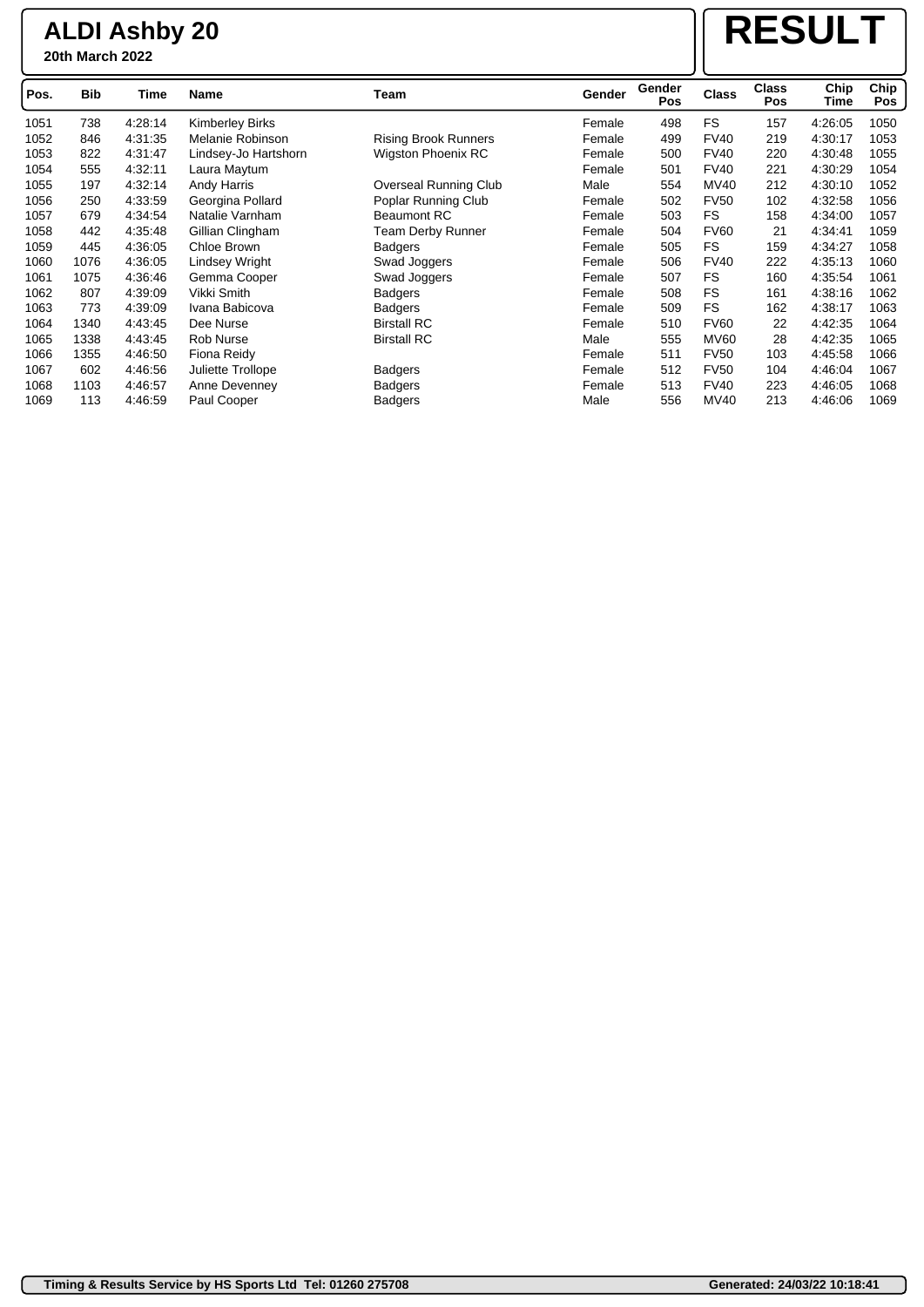# ALDI Ashby 20

**20th March 2022**

# RESULT

| Pos. | Bib | Time | Name | Team | Gender | Gender Pos | Class | Class Pos | Chip Time | Chip Pos |
|---|---|---|---|---|---|---|---|---|---|---|
| 1051 | 738 | 4:28:14 | Kimberley Birks | | Female | 498 | FS | 157 | 4:26:05 | 1050 |
| 1052 | 846 | 4:31:35 | Melanie Robinson | Rising Brook Runners | Female | 499 | FV40 | 219 | 4:30:17 | 1053 |
| 1053 | 822 | 4:31:47 | Lindsey-Jo Hartshorn | Wigston Phoenix RC | Female | 500 | FV40 | 220 | 4:30:48 | 1055 |
| 1054 | 555 | 4:32:11 | Laura Maytum | | Female | 501 | FV40 | 221 | 4:30:29 | 1054 |
| 1055 | 197 | 4:32:14 | Andy Harris | Overseal Running Club | Male | 554 | MV40 | 212 | 4:30:10 | 1052 |
| 1056 | 250 | 4:33:59 | Georgina Pollard | Poplar Running Club | Female | 502 | FV50 | 102 | 4:32:58 | 1056 |
| 1057 | 679 | 4:34:54 | Natalie Varnham | Beaumont RC | Female | 503 | FS | 158 | 4:34:00 | 1057 |
| 1058 | 442 | 4:35:48 | Gillian Clingham | Team Derby Runner | Female | 504 | FV60 | 21 | 4:34:41 | 1059 |
| 1059 | 445 | 4:36:05 | Chloe Brown | Badgers | Female | 505 | FS | 159 | 4:34:27 | 1058 |
| 1060 | 1076 | 4:36:05 | Lindsey Wright | Swad Joggers | Female | 506 | FV40 | 222 | 4:35:13 | 1060 |
| 1061 | 1075 | 4:36:46 | Gemma Cooper | Swad Joggers | Female | 507 | FS | 160 | 4:35:54 | 1061 |
| 1062 | 807 | 4:39:09 | Vikki Smith | Badgers | Female | 508 | FS | 161 | 4:38:16 | 1062 |
| 1063 | 773 | 4:39:09 | Ivana Babicova | Badgers | Female | 509 | FS | 162 | 4:38:17 | 1063 |
| 1064 | 1340 | 4:43:45 | Dee Nurse | Birstall RC | Female | 510 | FV60 | 22 | 4:42:35 | 1064 |
| 1065 | 1338 | 4:43:45 | Rob Nurse | Birstall RC | Male | 555 | MV60 | 28 | 4:42:35 | 1065 |
| 1066 | 1355 | 4:46:50 | Fiona Reidy | | Female | 511 | FV50 | 103 | 4:45:58 | 1066 |
| 1067 | 602 | 4:46:56 | Juliette Trollope | Badgers | Female | 512 | FV50 | 104 | 4:46:04 | 1067 |
| 1068 | 1103 | 4:46:57 | Anne Devenney | Badgers | Female | 513 | FV40 | 223 | 4:46:05 | 1068 |
| 1069 | 113 | 4:46:59 | Paul Cooper | Badgers | Male | 556 | MV40 | 213 | 4:46:06 | 1069 |

**Timing & Results Service by HS Sports Ltd Tel: 01260 275708** **Generated: 24/03/22 10:18:41**